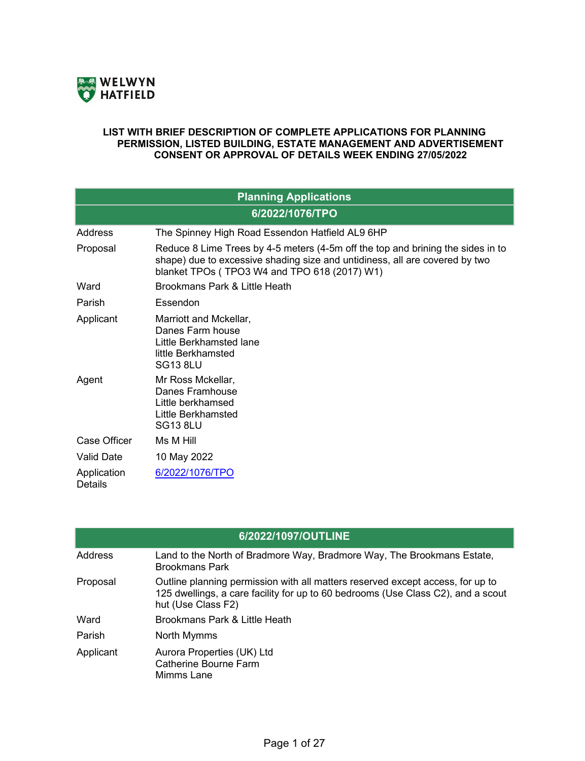WELWYN HATFIELD

**LIST WITH BRIEF DESCRIPTION OF COMPLETE APPLICATIONS FOR PLANNING PERMISSION, LISTED BUILDING, ESTATE MANAGEMENT AND ADVERTISEMENT CONSENT OR APPROVAL OF DETAILS WEEK ENDING 27/05/2022**

## Planning Applications

### 6/2022/1076/TPO

| | |
|---|---|
| Address | The Spinney High Road Essendon Hatfield AL9 6HP |
| Proposal | Reduce 8 Lime Trees by 4-5 meters (4-5m off the top and brining the sides in to shape) due to excessive shading size and untidiness, all are covered by two blanket TPOs ( TPO3 W4 and TPO 618 (2017) W1) |
| Ward | Brookmans Park & Little Heath |
| Parish | Essendon |
| Applicant | Marriott and Mckellar,<br>Danes Farm house<br>Little Berkhamsted lane<br>little Berkhamsted<br>SG13 8LU |
| Agent | Mr Ross Mckellar,<br>Danes Framhouse<br>Little berkhamsed<br>Little Berkhamsted<br>SG13 8LU |
| Case Officer | Ms M Hill |
| Valid Date | 10 May 2022 |
| Application Details | 6/2022/1076/TPO |

### 6/2022/1097/OUTLINE

| | |
|---|---|
| Address | Land to the North of Bradmore Way, Bradmore Way, The Brookmans Estate, Brookmans Park |
| Proposal | Outline planning permission with all matters reserved except access, for up to 125 dwellings, a care facility for up to 60 bedrooms (Use Class C2), and a scout hut (Use Class F2) |
| Ward | Brookmans Park & Little Heath |
| Parish | North Mymms |
| Applicant | Aurora Properties (UK) Ltd<br>Catherine Bourne Farm<br>Mimms Lane |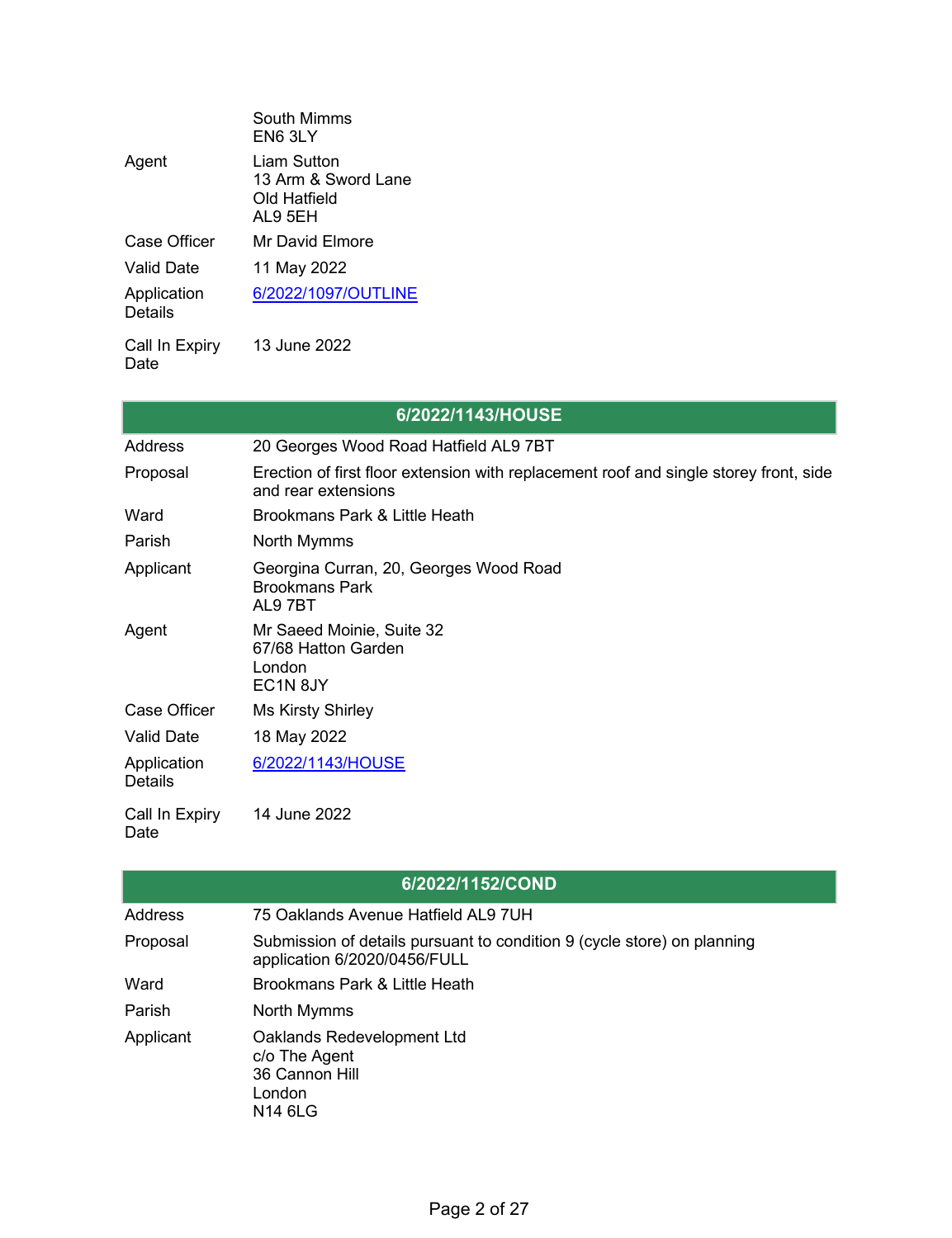| | |
|---|---|
| | South Mimms<br>EN6 3LY |
| Agent | Liam Sutton<br>13 Arm & Sword Lane<br>Old Hatfield<br>AL9 5EH |
| Case Officer | Mr David Elmore |
| Valid Date | 11 May 2022 |
| Application Details | 6/2022/1097/OUTLINE |
| Call In Expiry Date | 13 June 2022 |

## 6/2022/1143/HOUSE

| | |
|---|---|
| Address | 20 Georges Wood Road Hatfield AL9 7BT |
| Proposal | Erection of first floor extension with replacement roof and single storey front, side and rear extensions |
| Ward | Brookmans Park & Little Heath |
| Parish | North Mymms |
| Applicant | Georgina Curran, 20, Georges Wood Road<br>Brookmans Park<br>AL9 7BT |
| Agent | Mr Saeed Moinie, Suite 32<br>67/68 Hatton Garden<br>London<br>EC1N 8JY |
| Case Officer | Ms Kirsty Shirley |
| Valid Date | 18 May 2022 |
| Application Details | 6/2022/1143/HOUSE |
| Call In Expiry Date | 14 June 2022 |

## 6/2022/1152/COND

| | |
|---|---|
| Address | 75 Oaklands Avenue Hatfield AL9 7UH |
| Proposal | Submission of details pursuant to condition 9 (cycle store) on planning application 6/2020/0456/FULL |
| Ward | Brookmans Park & Little Heath |
| Parish | North Mymms |
| Applicant | Oaklands Redevelopment Ltd<br>c/o The Agent<br>36 Cannon Hill<br>London<br>N14 6LG |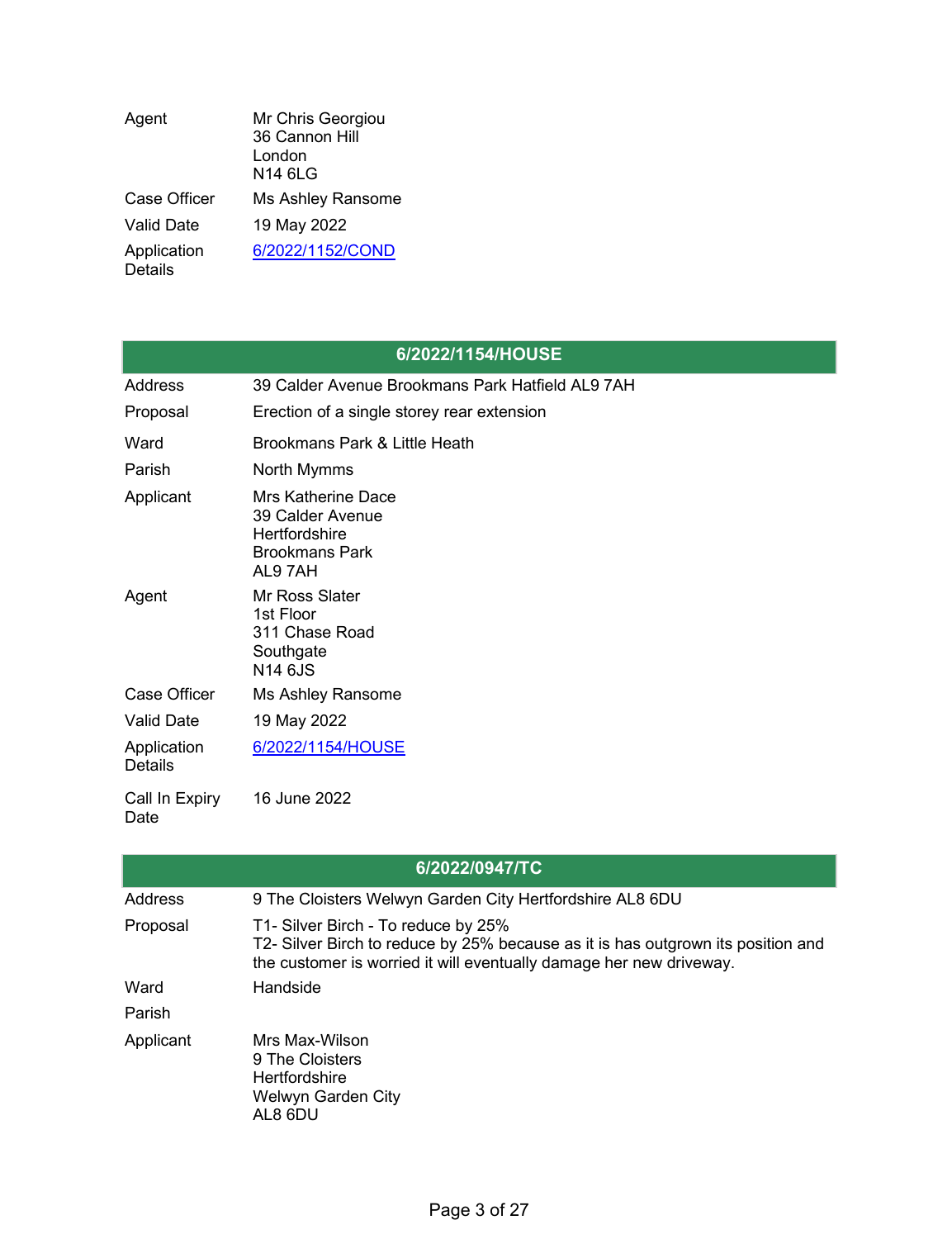| | |
|---|---|
| Agent | Mr Chris Georgiou<br>36 Cannon Hill<br>London<br>N14 6LG |
| Case Officer | Ms Ashley Ransome |
| Valid Date | 19 May 2022 |
| Application Details | [6/2022/1152/COND]() |

## 6/2022/1154/HOUSE

| | |
|---|---|
| Address | 39 Calder Avenue Brookmans Park Hatfield AL9 7AH |
| Proposal | Erection of a single storey rear extension |
| Ward | Brookmans Park & Little Heath |
| Parish | North Mymms |
| Applicant | Mrs Katherine Dace<br>39 Calder Avenue<br>Hertfordshire<br>Brookmans Park<br>AL9 7AH |
| Agent | Mr Ross Slater<br>1st Floor<br>311 Chase Road<br>Southgate<br>N14 6JS |
| Case Officer | Ms Ashley Ransome |
| Valid Date | 19 May 2022 |
| Application Details | [6/2022/1154/HOUSE]() |
| Call In Expiry Date | 16 June 2022 |

## 6/2022/0947/TC

| | |
|---|---|
| Address | 9 The Cloisters Welwyn Garden City Hertfordshire AL8 6DU |
| Proposal | T1- Silver Birch - To reduce by 25%<br>T2- Silver Birch to reduce by 25% because as it is has outgrown its position and the customer is worried it will eventually damage her new driveway. |
| Ward | Handside |
| Parish | |
| Applicant | Mrs Max-Wilson<br>9 The Cloisters<br>Hertfordshire<br>Welwyn Garden City<br>AL8 6DU |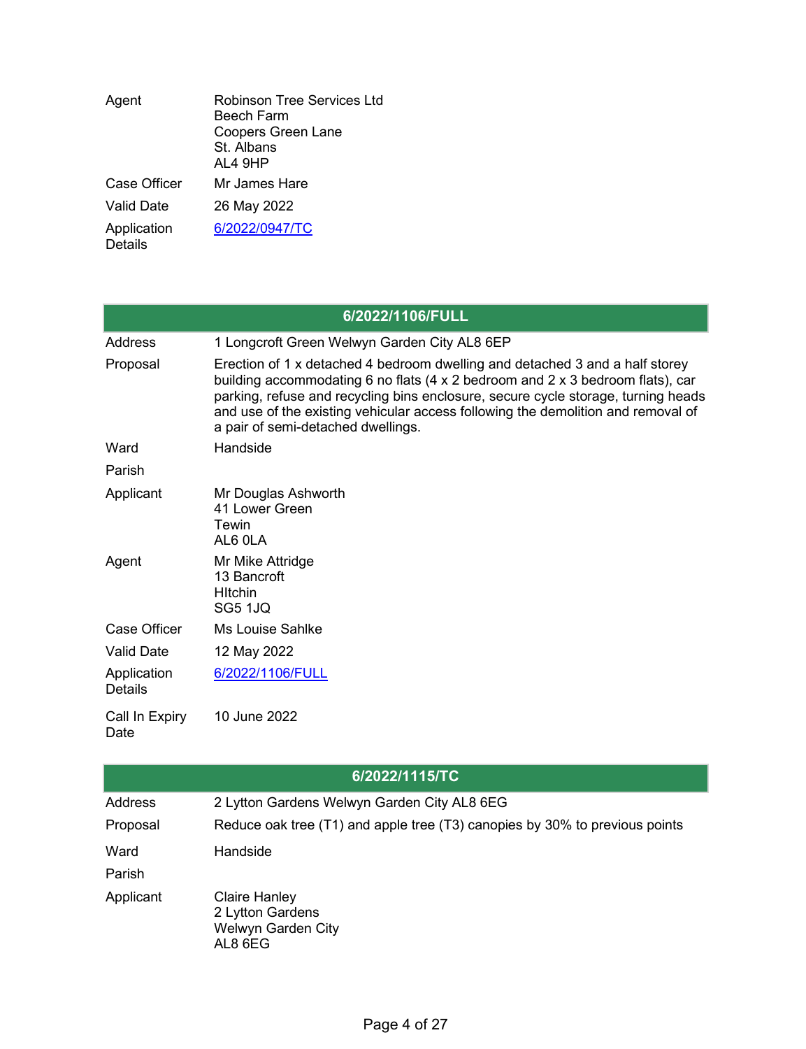| | |
|---|---|
| Agent | Robinson Tree Services Ltd<br>Beech Farm<br>Coopers Green Lane<br>St. Albans<br>AL4 9HP |
| Case Officer | Mr James Hare |
| Valid Date | 26 May 2022 |
| Application Details | 6/2022/0947/TC |

| 6/2022/1106/FULL | |
|---|---|
| Address | 1 Longcroft Green Welwyn Garden City AL8 6EP |
| Proposal | Erection of 1 x detached 4 bedroom dwelling and detached 3 and a half storey building accommodating 6 no flats (4 x 2 bedroom and 2 x 3 bedroom flats), car parking, refuse and recycling bins enclosure, secure cycle storage, turning heads and use of the existing vehicular access following the demolition and removal of a pair of semi-detached dwellings. |
| Ward | Handside |
| Parish | |
| Applicant | Mr Douglas Ashworth<br>41 Lower Green<br>Tewin<br>AL6 0LA |
| Agent | Mr Mike Attridge<br>13 Bancroft<br>HItchin<br>SG5 1JQ |
| Case Officer | Ms Louise Sahlke |
| Valid Date | 12 May 2022 |
| Application Details | 6/2022/1106/FULL |
| Call In Expiry Date | 10 June 2022 |

| 6/2022/1115/TC | |
|---|---|
| Address | 2 Lytton Gardens Welwyn Garden City AL8 6EG |
| Proposal | Reduce oak tree (T1) and apple tree (T3) canopies by 30% to previous points |
| Ward | Handside |
| Parish | |
| Applicant | Claire Hanley<br>2 Lytton Gardens<br>Welwyn Garden City<br>AL8 6EG |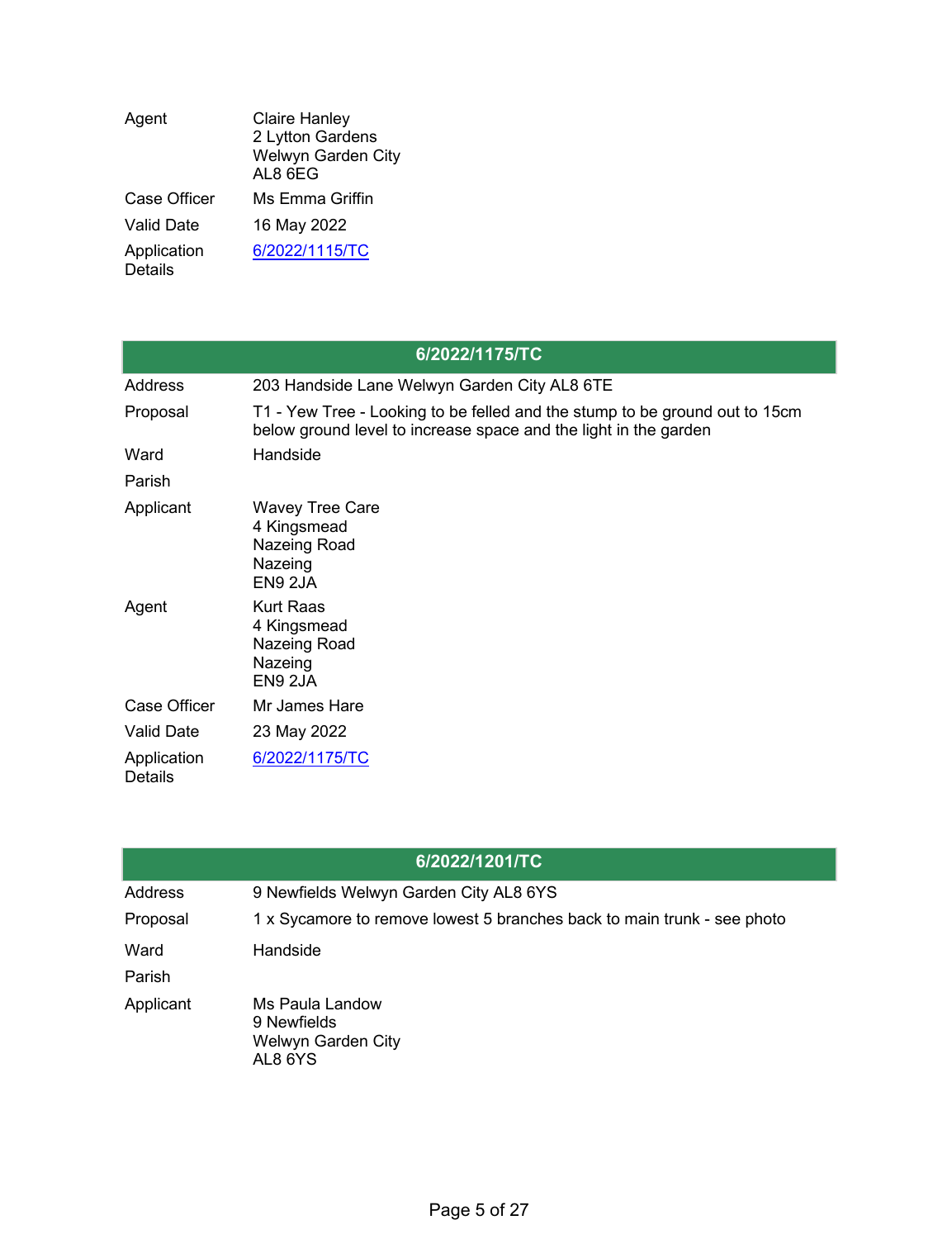| | |
|---|---|
| Agent | Claire Hanley<br>2 Lytton Gardens<br>Welwyn Garden City<br>AL8 6EG |
| Case Officer | Ms Emma Griffin |
| Valid Date | 16 May 2022 |
| Application Details | [6/2022/1115/TC]() |

## 6/2022/1175/TC

| | |
|---|---|
| Address | 203 Handside Lane Welwyn Garden City AL8 6TE |
| Proposal | T1 - Yew Tree - Looking to be felled and the stump to be ground out to 15cm below ground level to increase space and the light in the garden |
| Ward | Handside |
| Parish | |
| Applicant | Wavey Tree Care<br>4 Kingsmead<br>Nazeing Road<br>Nazeing<br>EN9 2JA |
| Agent | Kurt Raas<br>4 Kingsmead<br>Nazeing Road<br>Nazeing<br>EN9 2JA |
| Case Officer | Mr James Hare |
| Valid Date | 23 May 2022 |
| Application Details | [6/2022/1175/TC]() |

## 6/2022/1201/TC

| | |
|---|---|
| Address | 9 Newfields Welwyn Garden City AL8 6YS |
| Proposal | 1 x Sycamore to remove lowest 5 branches back to main trunk - see photo |
| Ward | Handside |
| Parish | |
| Applicant | Ms Paula Landow<br>9 Newfields<br>Welwyn Garden City<br>AL8 6YS |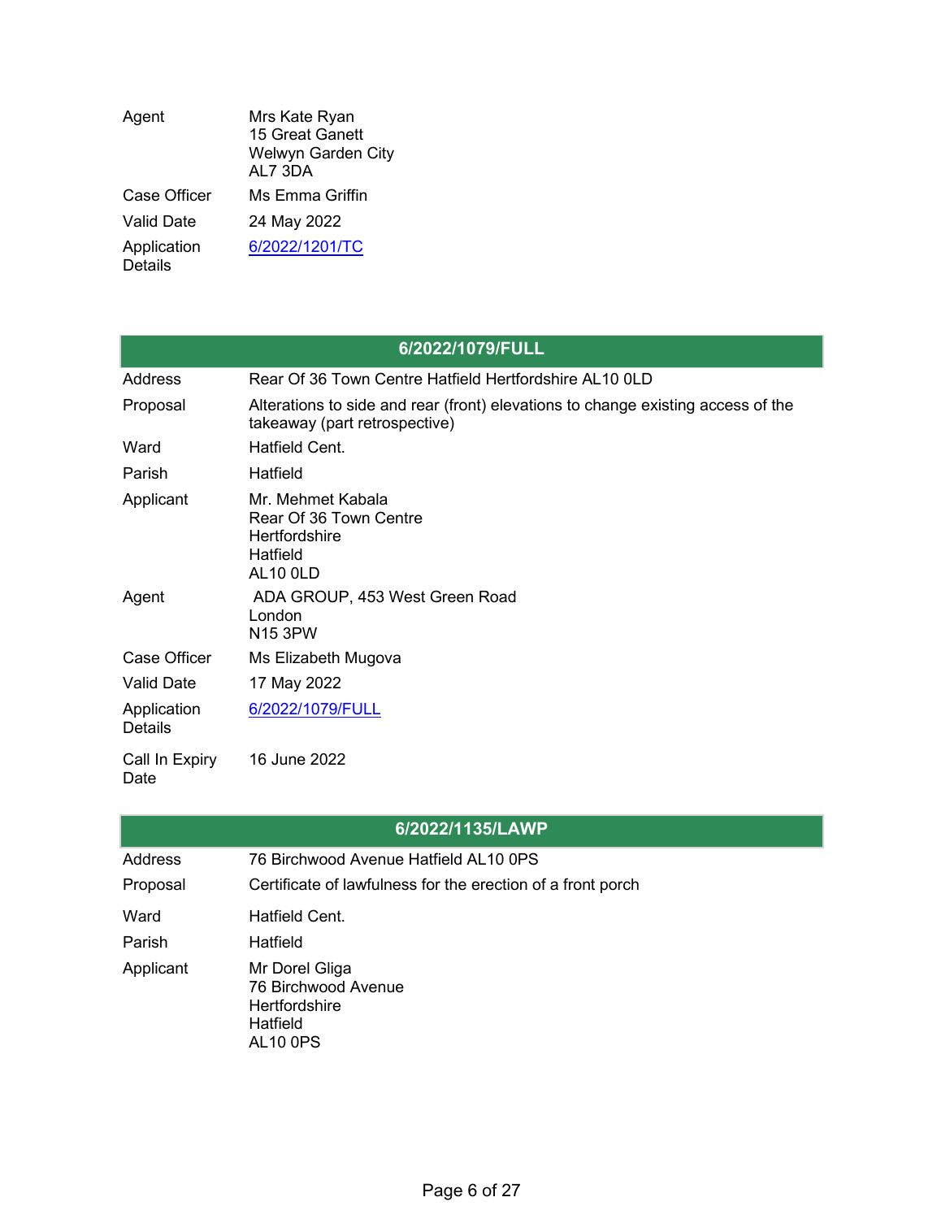| | |
|---|---|
| Agent | Mrs Kate Ryan<br>15 Great Ganett<br>Welwyn Garden City<br>AL7 3DA |
| Case Officer | Ms Emma Griffin |
| Valid Date | 24 May 2022 |
| Application Details | [6/2022/1201/TC]() |

| 6/2022/1079/FULL | |
|---|---|
| Address | Rear Of 36 Town Centre Hatfield Hertfordshire AL10 0LD |
| Proposal | Alterations to side and rear (front) elevations to change existing access of the takeaway (part retrospective) |
| Ward | Hatfield Cent. |
| Parish | Hatfield |
| Applicant | Mr. Mehmet Kabala<br>Rear Of 36 Town Centre<br>Hertfordshire<br>Hatfield<br>AL10 0LD |
| Agent | ADA GROUP, 453 West Green Road<br>London<br>N15 3PW |
| Case Officer | Ms Elizabeth Mugova |
| Valid Date | 17 May 2022 |
| Application Details | [6/2022/1079/FULL]() |
| Call In Expiry Date | 16 June 2022 |

| 6/2022/1135/LAWP | |
|---|---|
| Address | 76 Birchwood Avenue Hatfield AL10 0PS |
| Proposal | Certificate of lawfulness for the erection of a front porch |
| Ward | Hatfield Cent. |
| Parish | Hatfield |
| Applicant | Mr Dorel Gliga<br>76 Birchwood Avenue<br>Hertfordshire<br>Hatfield<br>AL10 0PS |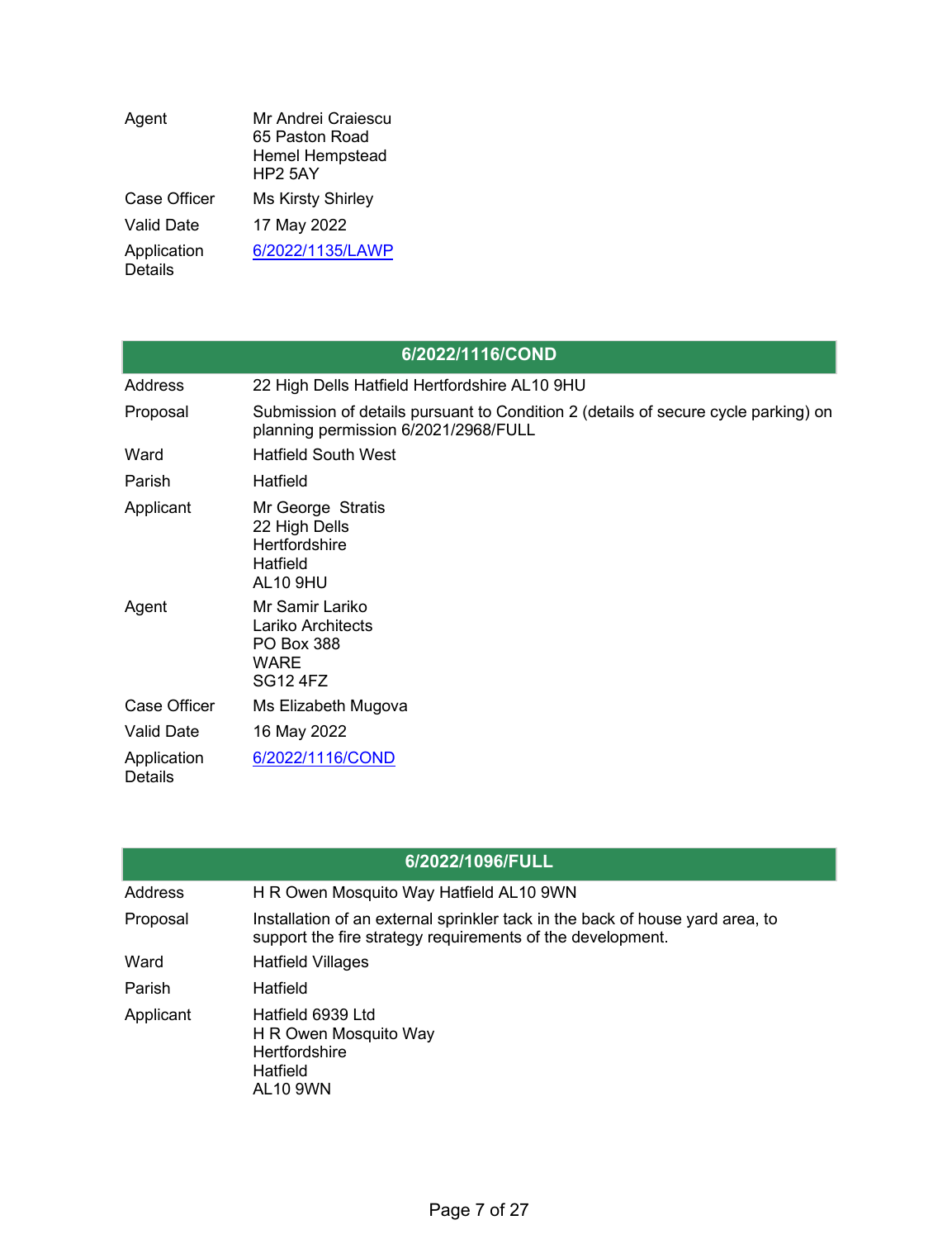| | |
|---|---|
| Agent | Mr Andrei Craiescu<br>65 Paston Road<br>Hemel Hempstead<br>HP2 5AY |
| Case Officer | Ms Kirsty Shirley |
| Valid Date | 17 May 2022 |
| Application Details | [6/2022/1135/LAWP]() |

## 6/2022/1116/COND

| | |
|---|---|
| Address | 22 High Dells Hatfield Hertfordshire AL10 9HU |
| Proposal | Submission of details pursuant to Condition 2 (details of secure cycle parking) on planning permission 6/2021/2968/FULL |
| Ward | Hatfield South West |
| Parish | Hatfield |
| Applicant | Mr George Stratis<br>22 High Dells<br>Hertfordshire<br>Hatfield<br>AL10 9HU |
| Agent | Mr Samir Lariko<br>Lariko Architects<br>PO Box 388<br>WARE<br>SG12 4FZ |
| Case Officer | Ms Elizabeth Mugova |
| Valid Date | 16 May 2022 |
| Application Details | [6/2022/1116/COND]() |

## 6/2022/1096/FULL

| | |
|---|---|
| Address | H R Owen Mosquito Way Hatfield AL10 9WN |
| Proposal | Installation of an external sprinkler tack in the back of house yard area, to support the fire strategy requirements of the development. |
| Ward | Hatfield Villages |
| Parish | Hatfield |
| Applicant | Hatfield 6939 Ltd<br>H R Owen Mosquito Way<br>Hertfordshire<br>Hatfield<br>AL10 9WN |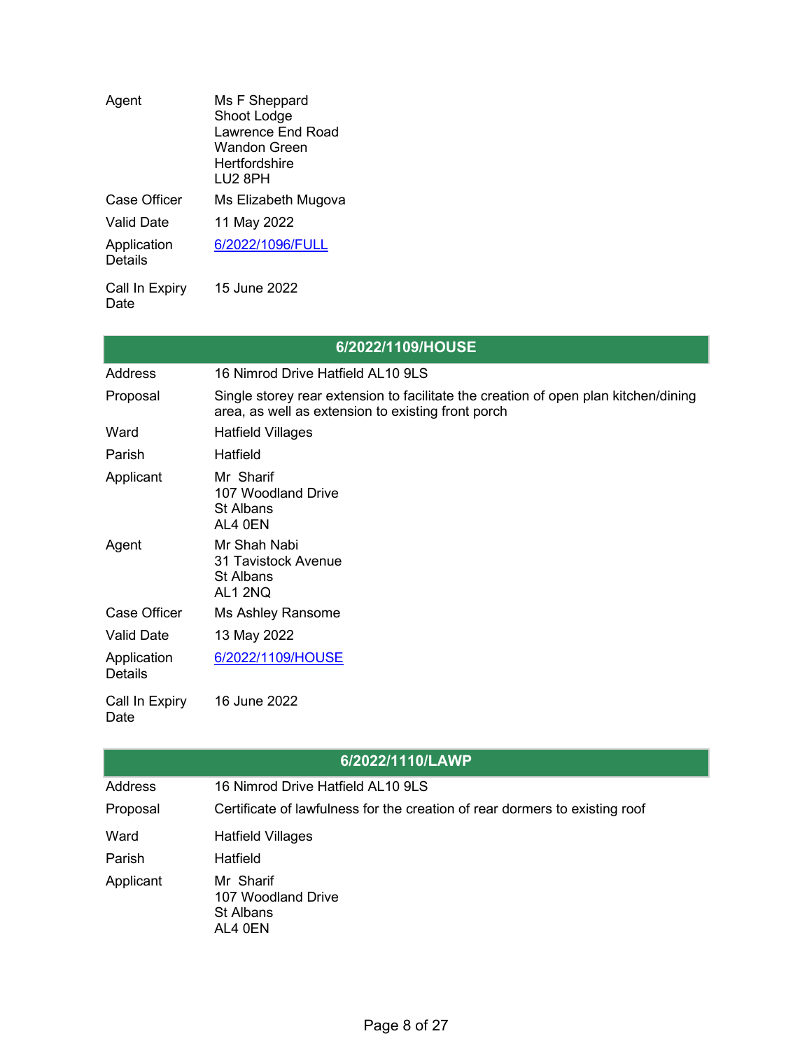| | |
|---|---|
| Agent | Ms F Sheppard<br>Shoot Lodge<br>Lawrence End Road<br>Wandon Green<br>Hertfordshire<br>LU2 8PH |
| Case Officer | Ms Elizabeth Mugova |
| Valid Date | 11 May 2022 |
| Application Details | [6/2022/1096/FULL]() |
| Call In Expiry Date | 15 June 2022 |

| 6/2022/1109/HOUSE | |
|---|---|
| Address | 16 Nimrod Drive Hatfield AL10 9LS |
| Proposal | Single storey rear extension to facilitate the creation of open plan kitchen/dining area, as well as extension to existing front porch |
| Ward | Hatfield Villages |
| Parish | Hatfield |
| Applicant | Mr Sharif<br>107 Woodland Drive<br>St Albans<br>AL4 0EN |
| Agent | Mr Shah Nabi<br>31 Tavistock Avenue<br>St Albans<br>AL1 2NQ |
| Case Officer | Ms Ashley Ransome |
| Valid Date | 13 May 2022 |
| Application Details | [6/2022/1109/HOUSE]() |
| Call In Expiry Date | 16 June 2022 |

| 6/2022/1110/LAWP | |
|---|---|
| Address | 16 Nimrod Drive Hatfield AL10 9LS |
| Proposal | Certificate of lawfulness for the creation of rear dormers to existing roof |
| Ward | Hatfield Villages |
| Parish | Hatfield |
| Applicant | Mr Sharif<br>107 Woodland Drive<br>St Albans<br>AL4 0EN |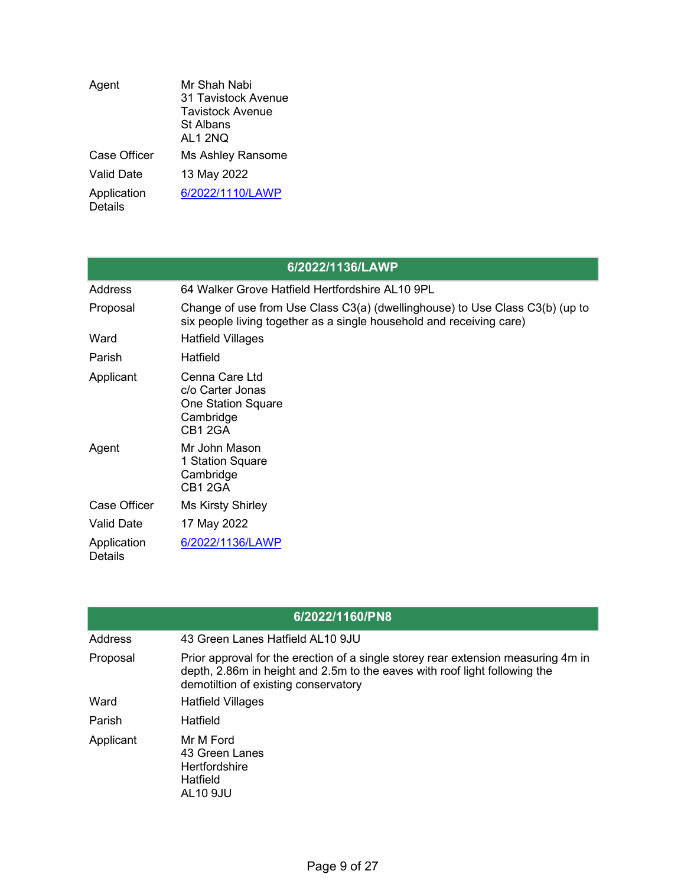| | |
|---|---|
| Agent | Mr Shah Nabi<br>31 Tavistock Avenue<br>Tavistock Avenue<br>St Albans<br>AL1 2NQ |
| Case Officer | Ms Ashley Ransome |
| Valid Date | 13 May 2022 |
| Application Details | [6/2022/1110/LAWP]() |

| 6/2022/1136/LAWP | |
|---|---|
| Address | 64 Walker Grove Hatfield Hertfordshire AL10 9PL |
| Proposal | Change of use from Use Class C3(a) (dwellinghouse) to Use Class C3(b) (up to six people living together as a single household and receiving care) |
| Ward | Hatfield Villages |
| Parish | Hatfield |
| Applicant | Cenna Care Ltd<br>c/o Carter Jonas<br>One Station Square<br>Cambridge<br>CB1 2GA |
| Agent | Mr John Mason<br>1 Station Square<br>Cambridge<br>CB1 2GA |
| Case Officer | Ms Kirsty Shirley |
| Valid Date | 17 May 2022 |
| Application Details | [6/2022/1136/LAWP]() |

| 6/2022/1160/PN8 | |
|---|---|
| Address | 43 Green Lanes Hatfield AL10 9JU |
| Proposal | Prior approval for the erection of a single storey rear extension measuring 4m in depth, 2.86m in height and 2.5m to the eaves with roof light following the demotiltion of existing conservatory |
| Ward | Hatfield Villages |
| Parish | Hatfield |
| Applicant | Mr M Ford<br>43 Green Lanes<br>Hertfordshire<br>Hatfield<br>AL10 9JU |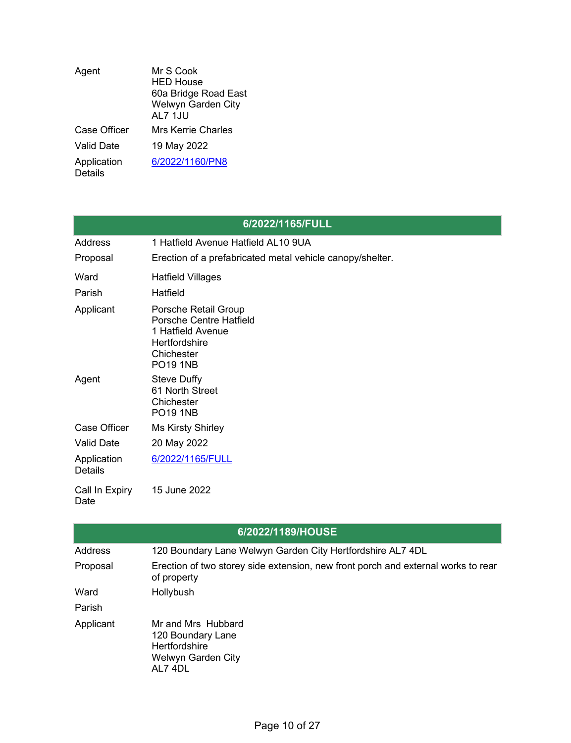| | |
|---|---|
| Agent | Mr S Cook<br>HED House<br>60a Bridge Road East<br>Welwyn Garden City<br>AL7 1JU |
| Case Officer | Mrs Kerrie Charles |
| Valid Date | 19 May 2022 |
| Application Details | [6/2022/1160/PN8]() |

## 6/2022/1165/FULL

| | |
|---|---|
| Address | 1 Hatfield Avenue Hatfield AL10 9UA |
| Proposal | Erection of a prefabricated metal vehicle canopy/shelter. |
| Ward | Hatfield Villages |
| Parish | Hatfield |
| Applicant | Porsche Retail Group<br>Porsche Centre Hatfield<br>1 Hatfield Avenue<br>Hertfordshire<br>Chichester<br>PO19 1NB |
| Agent | Steve Duffy<br>61 North Street<br>Chichester<br>PO19 1NB |
| Case Officer | Ms Kirsty Shirley |
| Valid Date | 20 May 2022 |
| Application Details | [6/2022/1165/FULL]() |
| Call In Expiry Date | 15 June 2022 |

## 6/2022/1189/HOUSE

| | |
|---|---|
| Address | 120 Boundary Lane Welwyn Garden City Hertfordshire AL7 4DL |
| Proposal | Erection of two storey side extension, new front porch and external works to rear of property |
| Ward | Hollybush |
| Parish | |
| Applicant | Mr and Mrs Hubbard<br>120 Boundary Lane<br>Hertfordshire<br>Welwyn Garden City<br>AL7 4DL |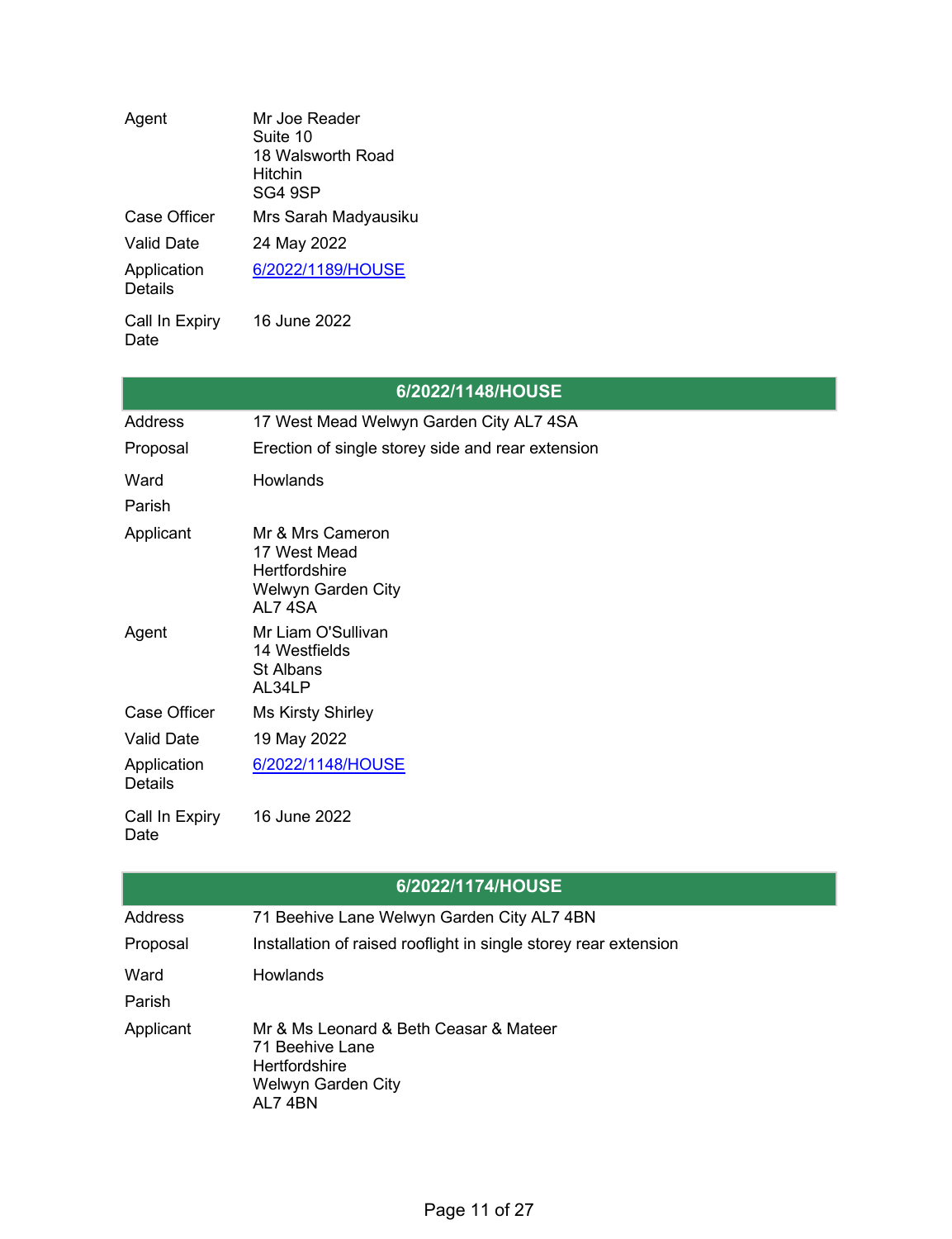| | |
|---|---|
| Agent | Mr Joe Reader<br>Suite 10<br>18 Walsworth Road<br>Hitchin<br>SG4 9SP |
| Case Officer | Mrs Sarah Madyausiku |
| Valid Date | 24 May 2022 |
| Application Details | 6/2022/1189/HOUSE |
| Call In Expiry Date | 16 June 2022 |

## 6/2022/1148/HOUSE

| | |
|---|---|
| Address | 17 West Mead Welwyn Garden City AL7 4SA |
| Proposal | Erection of single storey side and rear extension |
| Ward | Howlands |
| Parish | |
| Applicant | Mr & Mrs Cameron<br>17 West Mead<br>Hertfordshire<br>Welwyn Garden City<br>AL7 4SA |
| Agent | Mr Liam O'Sullivan<br>14 Westfields<br>St Albans<br>AL34LP |
| Case Officer | Ms Kirsty Shirley |
| Valid Date | 19 May 2022 |
| Application Details | 6/2022/1148/HOUSE |
| Call In Expiry Date | 16 June 2022 |

## 6/2022/1174/HOUSE

| | |
|---|---|
| Address | 71 Beehive Lane Welwyn Garden City AL7 4BN |
| Proposal | Installation of raised rooflight in single storey rear extension |
| Ward | Howlands |
| Parish | |
| Applicant | Mr & Ms Leonard & Beth Ceasar & Mateer<br>71 Beehive Lane<br>Hertfordshire<br>Welwyn Garden City<br>AL7 4BN |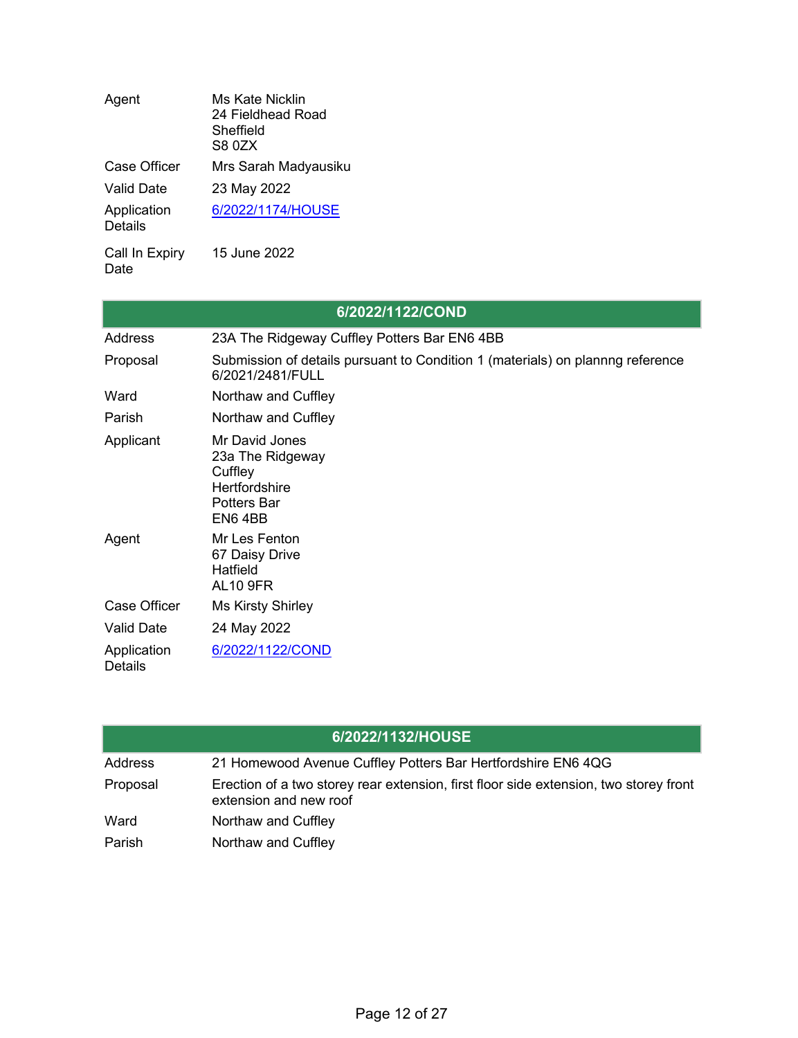| | |
|---|---|
| Agent | Ms Kate Nicklin<br>24 Fieldhead Road<br>Sheffield<br>S8 0ZX |
| Case Officer | Mrs Sarah Madyausiku |
| Valid Date | 23 May 2022 |
| Application Details | [6/2022/1174/HOUSE]() |
| Call In Expiry Date | 15 June 2022 |

## 6/2022/1122/COND

| | |
|---|---|
| Address | 23A The Ridgeway Cuffley Potters Bar EN6 4BB |
| Proposal | Submission of details pursuant to Condition 1 (materials) on plannng reference 6/2021/2481/FULL |
| Ward | Northaw and Cuffley |
| Parish | Northaw and Cuffley |
| Applicant | Mr David Jones<br>23a The Ridgeway<br>Cuffley<br>Hertfordshire<br>Potters Bar<br>EN6 4BB |
| Agent | Mr Les Fenton<br>67 Daisy Drive<br>Hatfield<br>AL10 9FR |
| Case Officer | Ms Kirsty Shirley |
| Valid Date | 24 May 2022 |
| Application Details | [6/2022/1122/COND]() |

## 6/2022/1132/HOUSE

| | |
|---|---|
| Address | 21 Homewood Avenue Cuffley Potters Bar Hertfordshire EN6 4QG |
| Proposal | Erection of a two storey rear extension, first floor side extension, two storey front extension and new roof |
| Ward | Northaw and Cuffley |
| Parish | Northaw and Cuffley |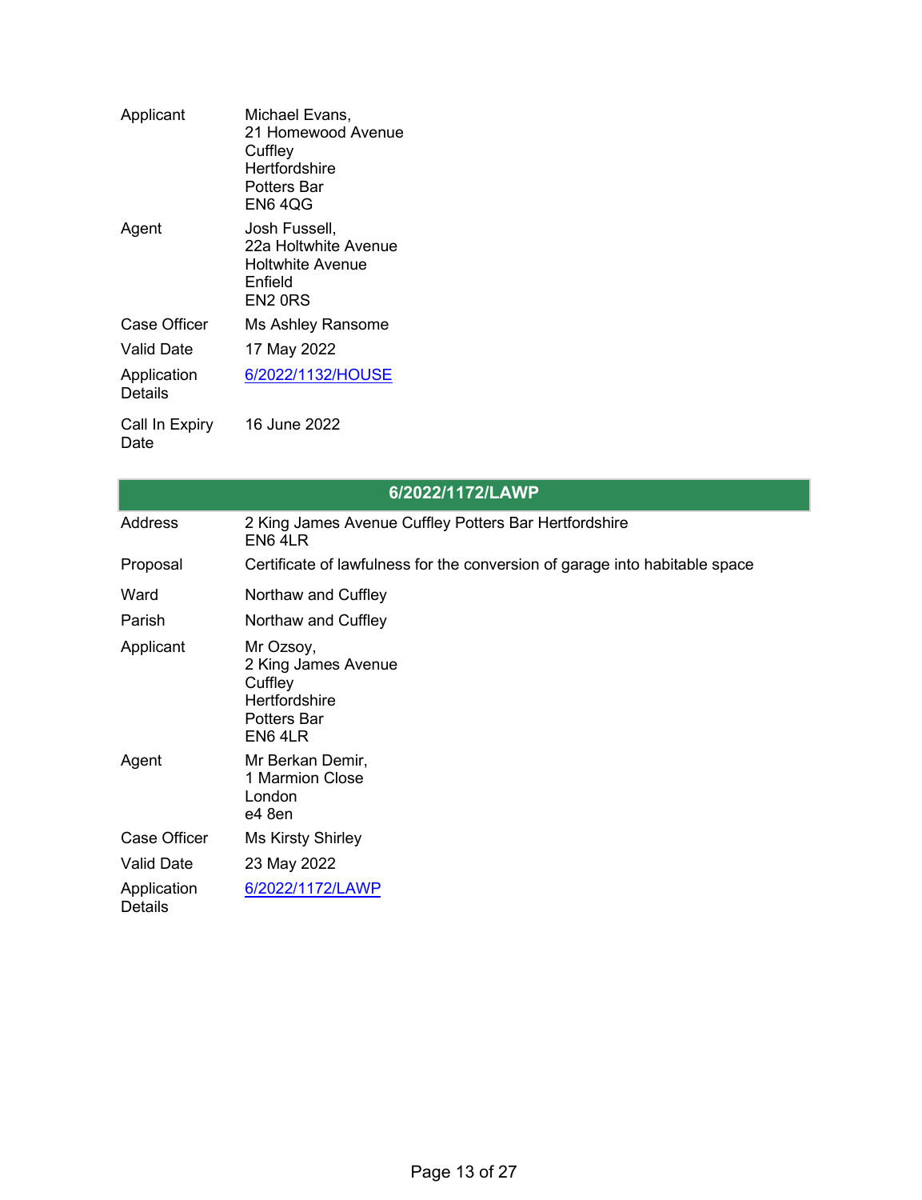| | |
|---|---|
| Applicant | Michael Evans,<br>21 Homewood Avenue<br>Cuffley<br>Hertfordshire<br>Potters Bar<br>EN6 4QG |
| Agent | Josh Fussell,<br>22a Holtwhite Avenue<br>Holtwhite Avenue<br>Enfield<br>EN2 0RS |
| Case Officer | Ms Ashley Ransome |
| Valid Date | 17 May 2022 |
| Application Details | 6/2022/1132/HOUSE |
| Call In Expiry Date | 16 June 2022 |

## 6/2022/1172/LAWP

| | |
|---|---|
| Address | 2 King James Avenue Cuffley Potters Bar Hertfordshire EN6 4LR |
| Proposal | Certificate of lawfulness for the conversion of garage into habitable space |
| Ward | Northaw and Cuffley |
| Parish | Northaw and Cuffley |
| Applicant | Mr Ozsoy,<br>2 King James Avenue<br>Cuffley<br>Hertfordshire<br>Potters Bar<br>EN6 4LR |
| Agent | Mr Berkan Demir,<br>1 Marmion Close<br>London<br>e4 8en |
| Case Officer | Ms Kirsty Shirley |
| Valid Date | 23 May 2022 |
| Application Details | 6/2022/1172/LAWP |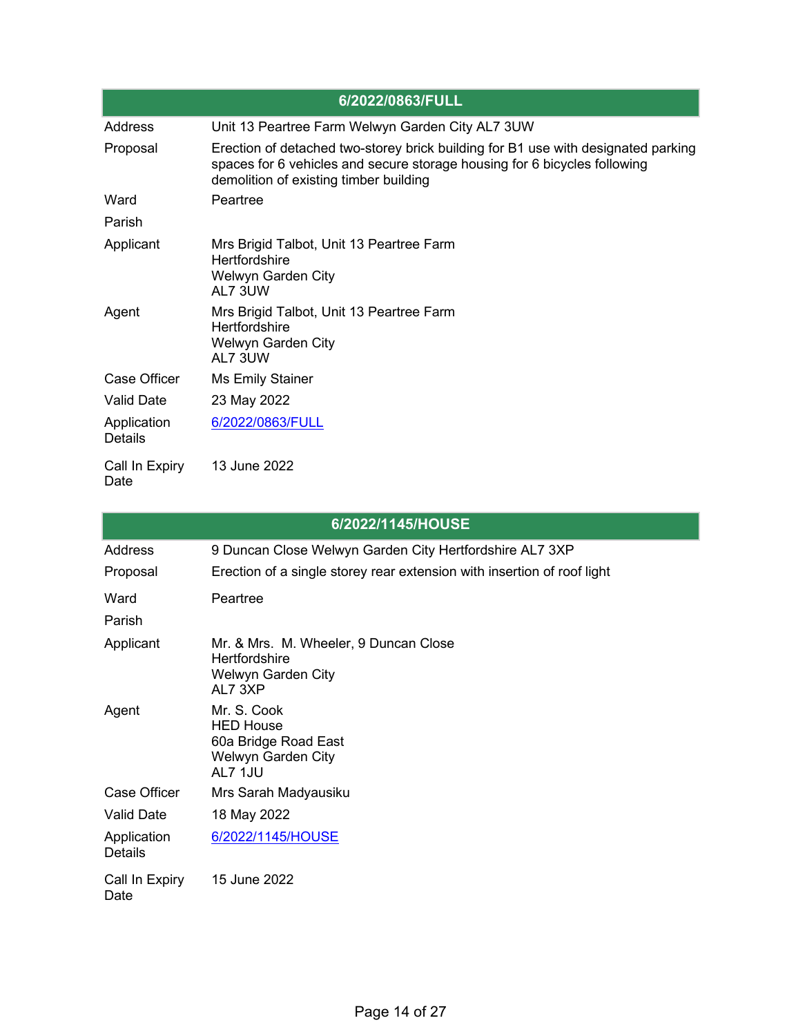| 6/2022/0863/FULL | |
|---|---|
| Address | Unit 13 Peartree Farm Welwyn Garden City AL7 3UW |
| Proposal | Erection of detached two-storey brick building for B1 use with designated parking spaces for 6 vehicles and secure storage housing for 6 bicycles following demolition of existing timber building |
| Ward | Peartree |
| Parish | |
| Applicant | Mrs Brigid Talbot, Unit 13 Peartree Farm<br>Hertfordshire<br>Welwyn Garden City<br>AL7 3UW |
| Agent | Mrs Brigid Talbot, Unit 13 Peartree Farm<br>Hertfordshire<br>Welwyn Garden City<br>AL7 3UW |
| Case Officer | Ms Emily Stainer |
| Valid Date | 23 May 2022 |
| Application Details | 6/2022/0863/FULL |
| Call In Expiry Date | 13 June 2022 |

| 6/2022/1145/HOUSE | |
|---|---|
| Address | 9 Duncan Close Welwyn Garden City Hertfordshire AL7 3XP |
| Proposal | Erection of a single storey rear extension with insertion of roof light |
| Ward | Peartree |
| Parish | |
| Applicant | Mr. & Mrs. M. Wheeler, 9 Duncan Close<br>Hertfordshire<br>Welwyn Garden City<br>AL7 3XP |
| Agent | Mr. S. Cook<br>HED House<br>60a Bridge Road East<br>Welwyn Garden City<br>AL7 1JU |
| Case Officer | Mrs Sarah Madyausiku |
| Valid Date | 18 May 2022 |
| Application Details | 6/2022/1145/HOUSE |
| Call In Expiry Date | 15 June 2022 |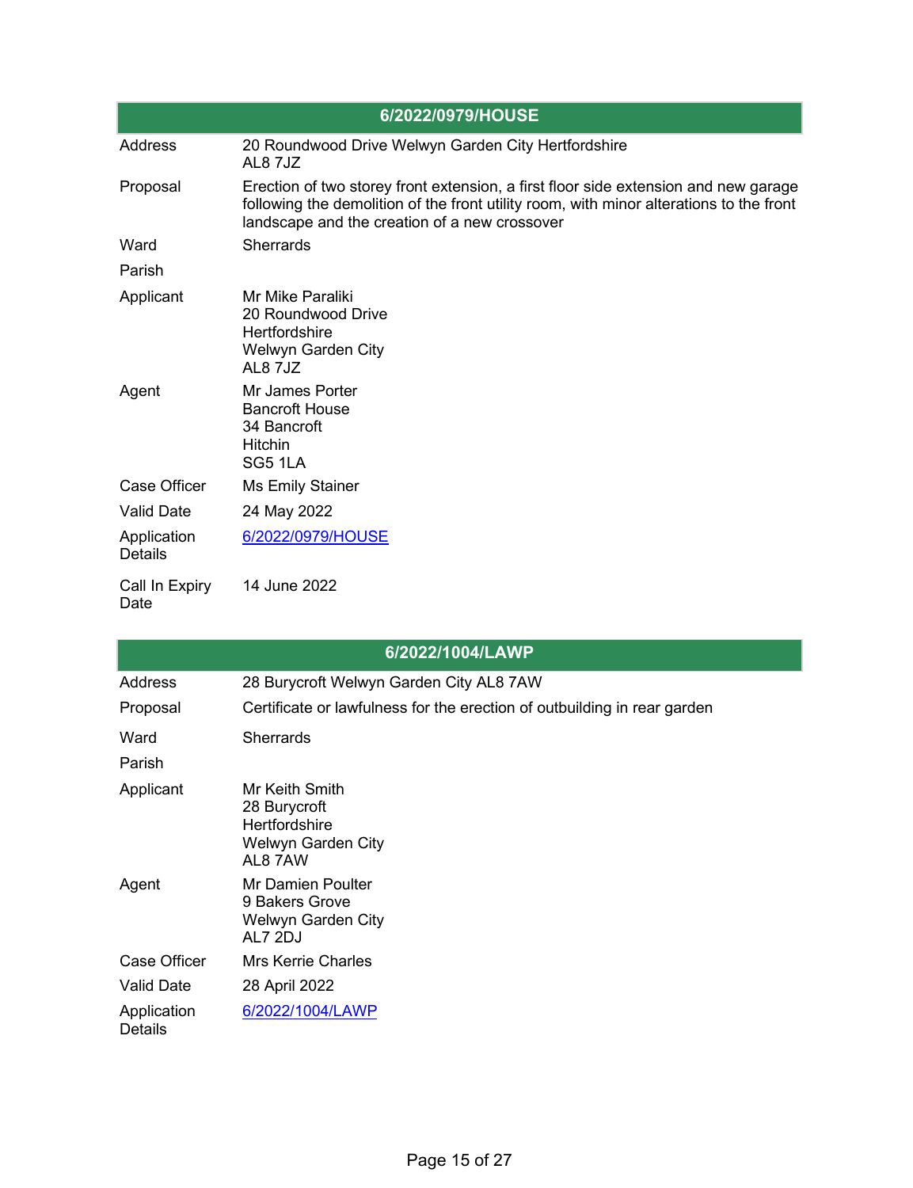| 6/2022/0979/HOUSE | |
|---|---|
| Address | 20 Roundwood Drive Welwyn Garden City Hertfordshire AL8 7JZ |
| Proposal | Erection of two storey front extension, a first floor side extension and new garage following the demolition of the front utility room, with minor alterations to the front landscape and the creation of a new crossover |
| Ward | Sherrards |
| Parish | |
| Applicant | Mr Mike Paraliki<br>20 Roundwood Drive<br>Hertfordshire<br>Welwyn Garden City<br>AL8 7JZ |
| Agent | Mr James Porter<br>Bancroft House<br>34 Bancroft<br>Hitchin<br>SG5 1LA |
| Case Officer | Ms Emily Stainer |
| Valid Date | 24 May 2022 |
| Application Details | 6/2022/0979/HOUSE |
| Call In Expiry Date | 14 June 2022 |

| 6/2022/1004/LAWP | |
|---|---|
| Address | 28 Burycroft Welwyn Garden City AL8 7AW |
| Proposal | Certificate or lawfulness for the erection of outbuilding in rear garden |
| Ward | Sherrards |
| Parish | |
| Applicant | Mr Keith Smith<br>28 Burycroft<br>Hertfordshire<br>Welwyn Garden City<br>AL8 7AW |
| Agent | Mr Damien Poulter<br>9 Bakers Grove<br>Welwyn Garden City<br>AL7 2DJ |
| Case Officer | Mrs Kerrie Charles |
| Valid Date | 28 April 2022 |
| Application Details | 6/2022/1004/LAWP |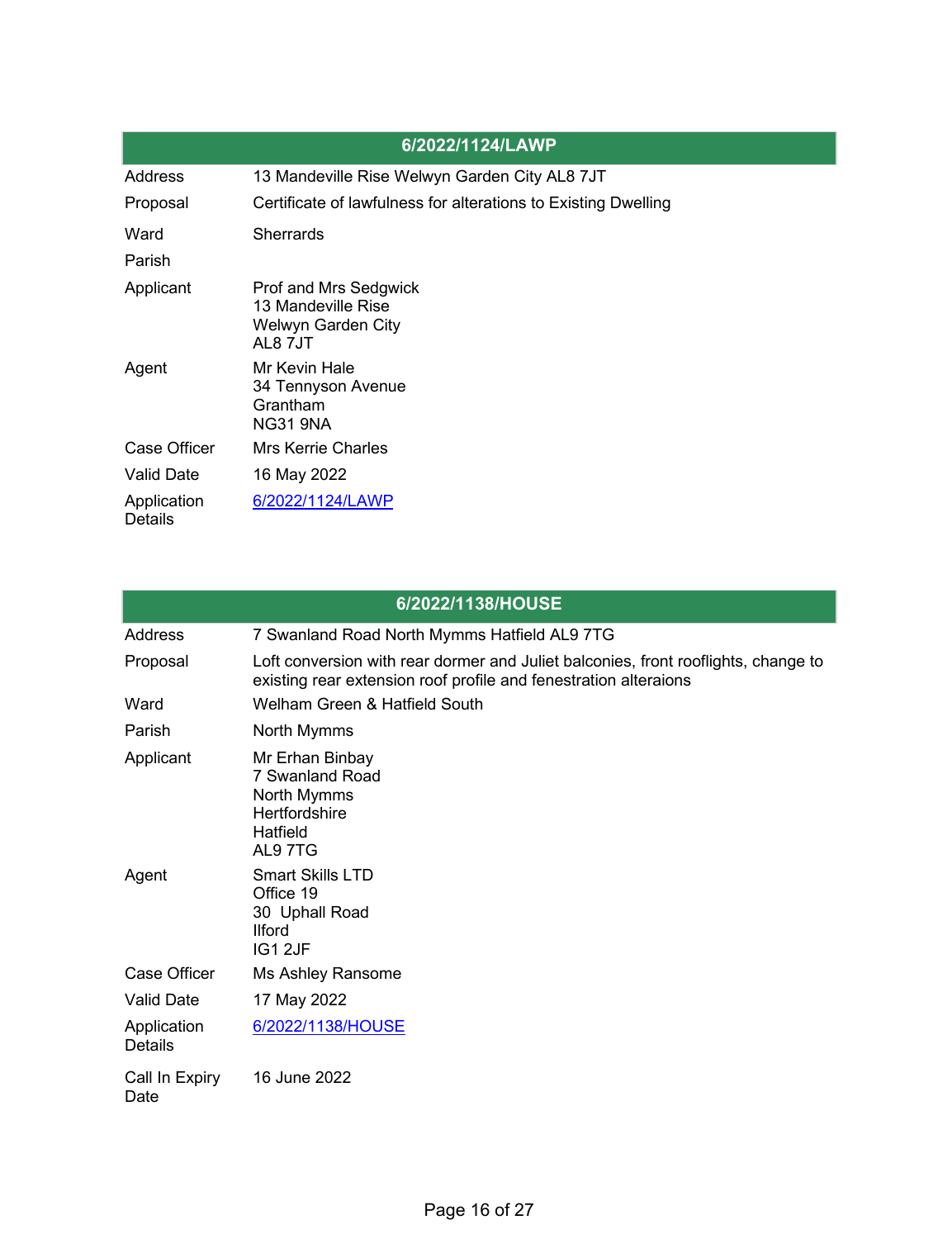| 6/2022/1124/LAWP | |
|---|---|
| Address | 13 Mandeville Rise Welwyn Garden City AL8 7JT |
| Proposal | Certificate of lawfulness for alterations to Existing Dwelling |
| Ward | Sherrards |
| Parish | |
| Applicant | Prof and Mrs Sedgwick<br>13 Mandeville Rise<br>Welwyn Garden City<br>AL8 7JT |
| Agent | Mr Kevin Hale<br>34 Tennyson Avenue<br>Grantham<br>NG31 9NA |
| Case Officer | Mrs Kerrie Charles |
| Valid Date | 16 May 2022 |
| Application Details | 6/2022/1124/LAWP |

| 6/2022/1138/HOUSE | |
|---|---|
| Address | 7 Swanland Road North Mymms Hatfield AL9 7TG |
| Proposal | Loft conversion with rear dormer and Juliet balconies, front rooflights, change to existing rear extension roof profile and fenestration alteraions |
| Ward | Welham Green & Hatfield South |
| Parish | North Mymms |
| Applicant | Mr Erhan Binbay<br>7 Swanland Road<br>North Mymms<br>Hertfordshire<br>Hatfield<br>AL9 7TG |
| Agent | Smart Skills LTD<br>Office 19<br>30 Uphall Road<br>Ilford<br>IG1 2JF |
| Case Officer | Ms Ashley Ransome |
| Valid Date | 17 May 2022 |
| Application Details | 6/2022/1138/HOUSE |
| Call In Expiry Date | 16 June 2022 |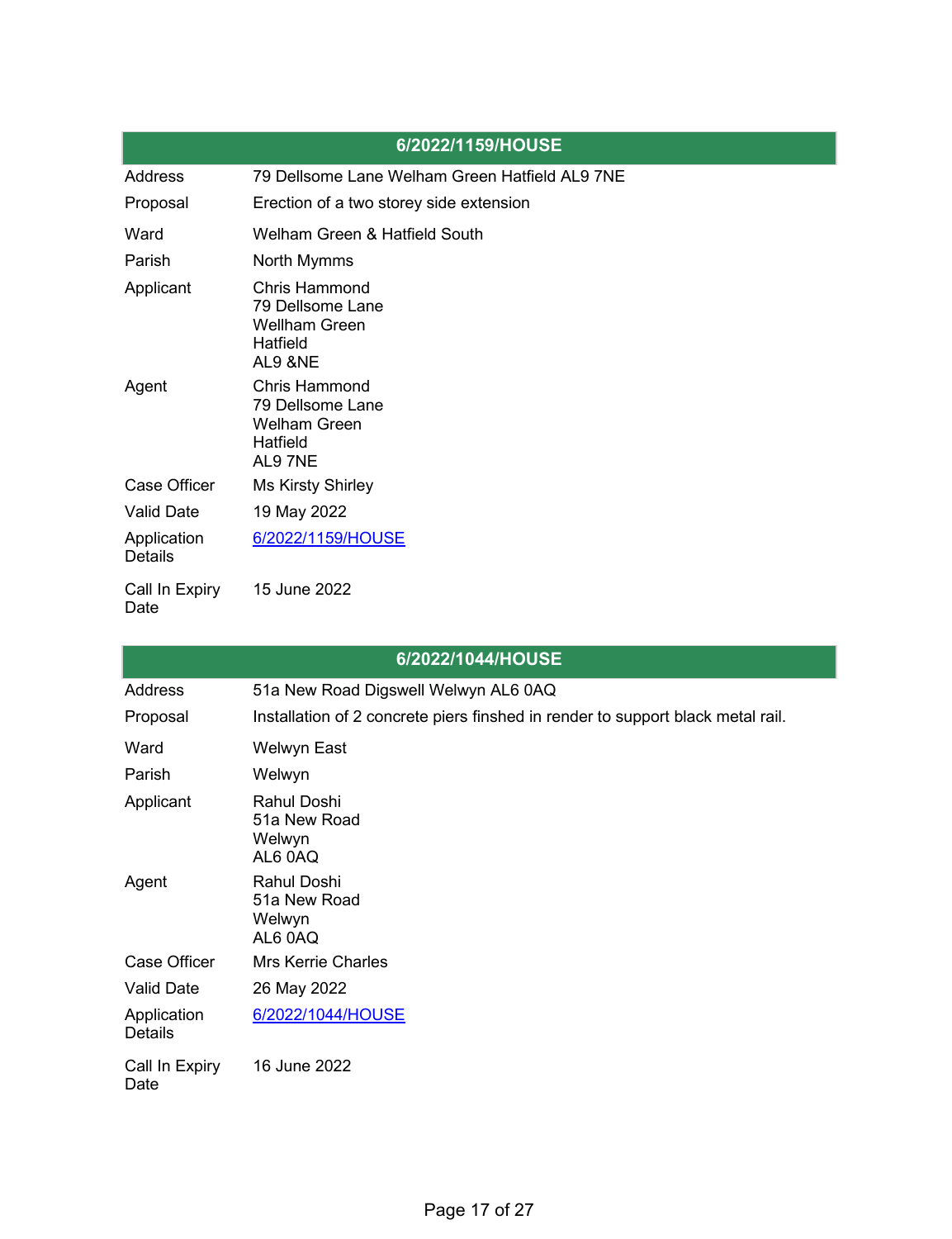| 6/2022/1159/HOUSE | |
|---|---|
| Address | 79 Dellsome Lane Welham Green Hatfield AL9 7NE |
| Proposal | Erection of a two storey side extension |
| Ward | Welham Green & Hatfield South |
| Parish | North Mymms |
| Applicant | Chris Hammond<br>79 Dellsome Lane<br>Wellham Green<br>Hatfield<br>AL9 &NE |
| Agent | Chris Hammond<br>79 Dellsome Lane<br>Welham Green<br>Hatfield<br>AL9 7NE |
| Case Officer | Ms Kirsty Shirley |
| Valid Date | 19 May 2022 |
| Application Details | [6/2022/1159/HOUSE]() |
| Call In Expiry Date | 15 June 2022 |

| 6/2022/1044/HOUSE | |
|---|---|
| Address | 51a New Road Digswell Welwyn AL6 0AQ |
| Proposal | Installation of 2 concrete piers finshed in render to support black metal rail. |
| Ward | Welwyn East |
| Parish | Welwyn |
| Applicant | Rahul Doshi<br>51a New Road<br>Welwyn<br>AL6 0AQ |
| Agent | Rahul Doshi<br>51a New Road<br>Welwyn<br>AL6 0AQ |
| Case Officer | Mrs Kerrie Charles |
| Valid Date | 26 May 2022 |
| Application Details | [6/2022/1044/HOUSE]() |
| Call In Expiry Date | 16 June 2022 |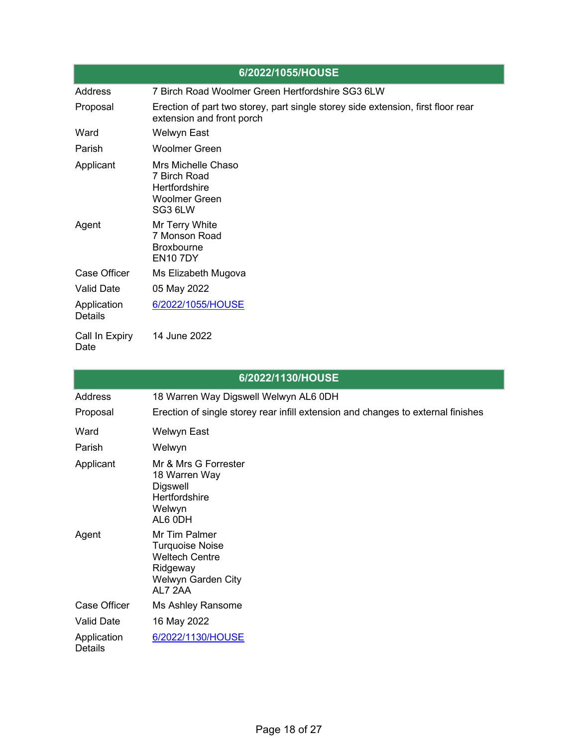| 6/2022/1055/HOUSE | |
|---|---|
| Address | 7 Birch Road Woolmer Green Hertfordshire SG3 6LW |
| Proposal | Erection of part two storey, part single storey side extension, first floor rear extension and front porch |
| Ward | Welwyn East |
| Parish | Woolmer Green |
| Applicant | Mrs Michelle Chaso<br>7 Birch Road<br>Hertfordshire<br>Woolmer Green<br>SG3 6LW |
| Agent | Mr Terry White<br>7 Monson Road<br>Broxbourne<br>EN10 7DY |
| Case Officer | Ms Elizabeth Mugova |
| Valid Date | 05 May 2022 |
| Application Details | 6/2022/1055/HOUSE |
| Call In Expiry Date | 14 June 2022 |

| 6/2022/1130/HOUSE | |
|---|---|
| Address | 18 Warren Way Digswell Welwyn AL6 0DH |
| Proposal | Erection of single storey rear infill extension and changes to external finishes |
| Ward | Welwyn East |
| Parish | Welwyn |
| Applicant | Mr & Mrs G Forrester<br>18 Warren Way<br>Digswell<br>Hertfordshire<br>Welwyn<br>AL6 0DH |
| Agent | Mr Tim Palmer<br>Turquoise Noise<br>Weltech Centre<br>Ridgeway<br>Welwyn Garden City<br>AL7 2AA |
| Case Officer | Ms Ashley Ransome |
| Valid Date | 16 May 2022 |
| Application Details | 6/2022/1130/HOUSE |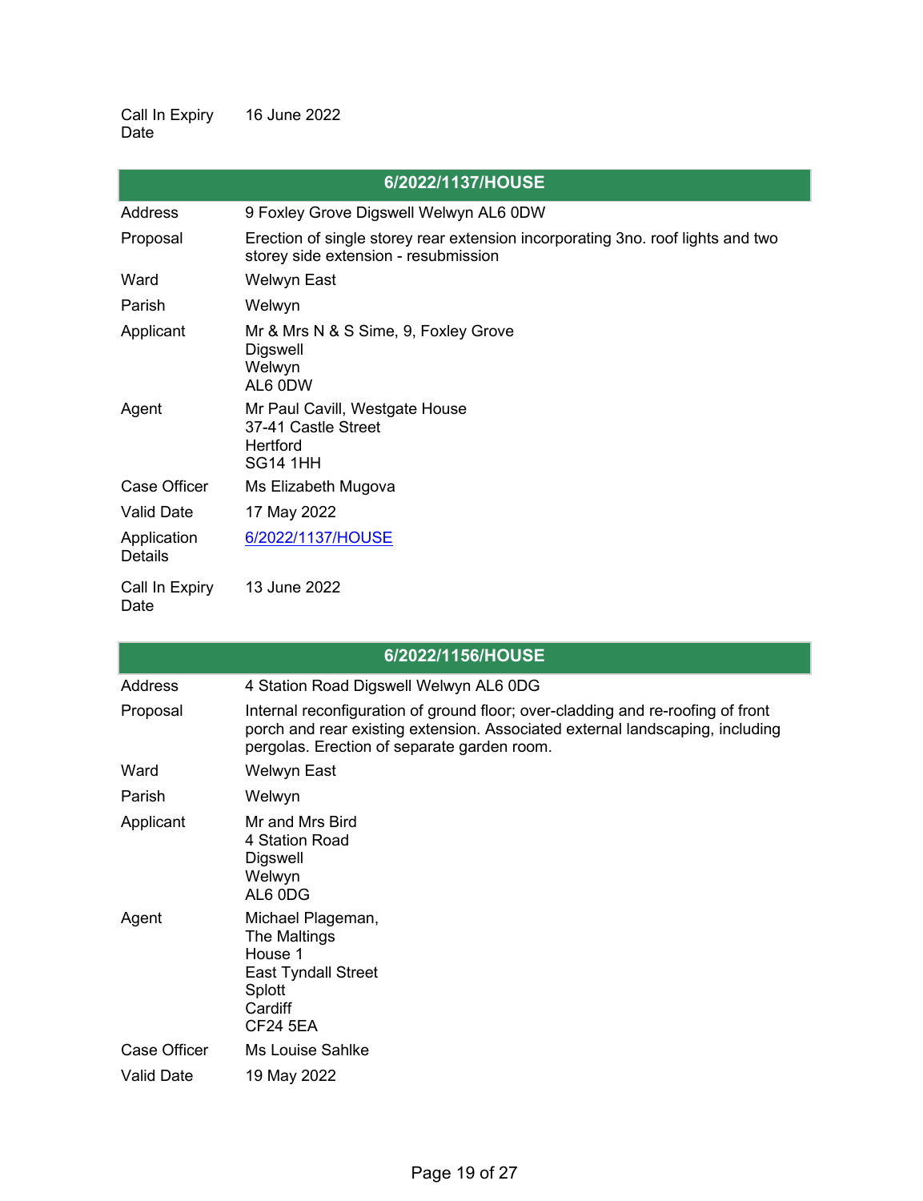| | |
|---|---|
| Call In Expiry Date | 16 June 2022 |

| 6/2022/1137/HOUSE | |
|---|---|
| Address | 9 Foxley Grove Digswell Welwyn AL6 0DW |
| Proposal | Erection of single storey rear extension incorporating 3no. roof lights and two storey side extension - resubmission |
| Ward | Welwyn East |
| Parish | Welwyn |
| Applicant | Mr & Mrs N & S Sime, 9, Foxley Grove<br>Digswell<br>Welwyn<br>AL6 0DW |
| Agent | Mr Paul Cavill, Westgate House<br>37-41 Castle Street<br>Hertford<br>SG14 1HH |
| Case Officer | Ms Elizabeth Mugova |
| Valid Date | 17 May 2022 |
| Application Details | [6/2022/1137/HOUSE]() |
| Call In Expiry Date | 13 June 2022 |

| 6/2022/1156/HOUSE | |
|---|---|
| Address | 4 Station Road Digswell Welwyn AL6 0DG |
| Proposal | Internal reconfiguration of ground floor; over-cladding and re-roofing of front porch and rear existing extension. Associated external landscaping, including pergolas. Erection of separate garden room. |
| Ward | Welwyn East |
| Parish | Welwyn |
| Applicant | Mr and Mrs Bird<br>4 Station Road<br>Digswell<br>Welwyn<br>AL6 0DG |
| Agent | Michael Plageman,<br>The Maltings<br>House 1<br>East Tyndall Street<br>Splott<br>Cardiff<br>CF24 5EA |
| Case Officer | Ms Louise Sahlke |
| Valid Date | 19 May 2022 |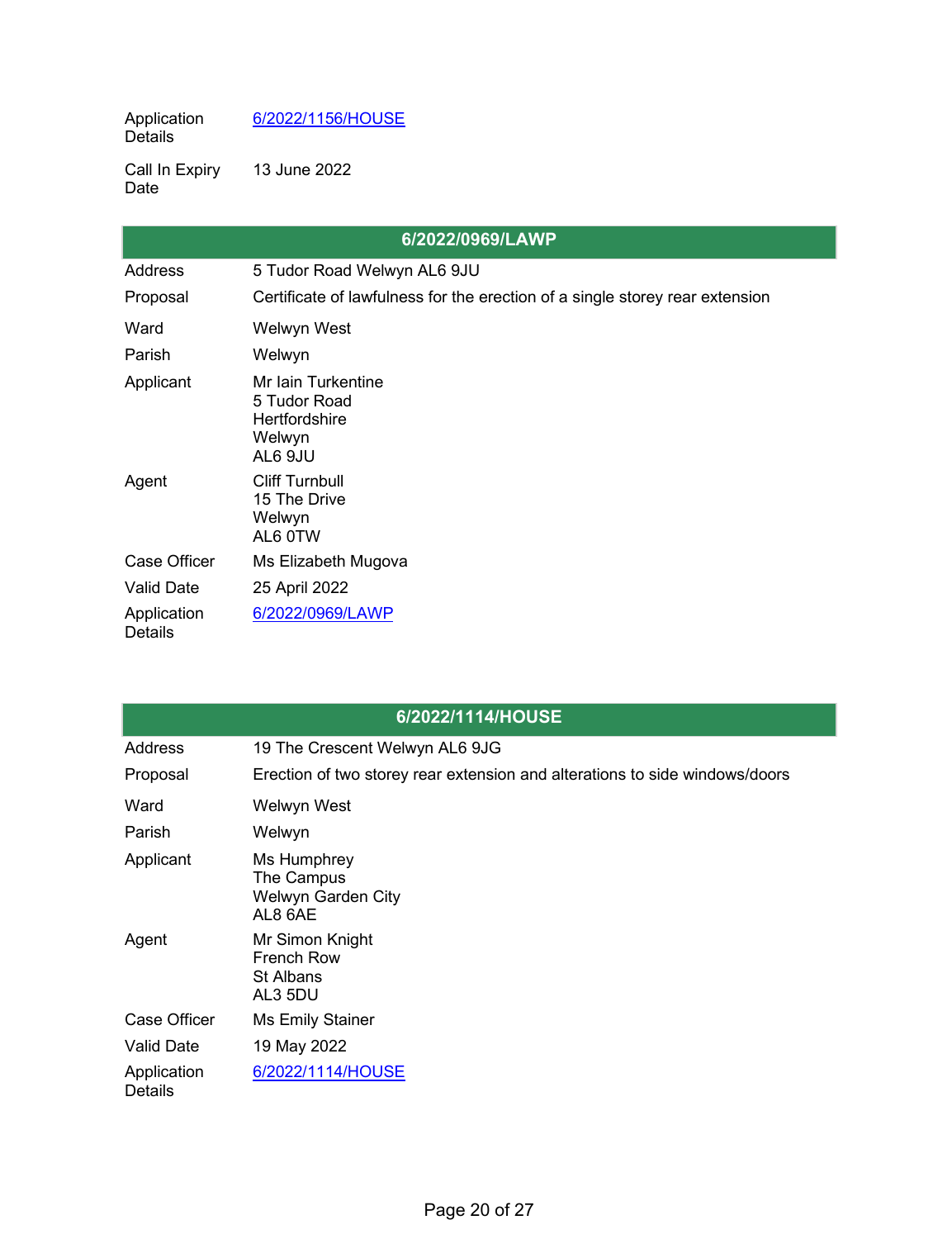| | |
|---|---|
| Application Details | [6/2022/1156/HOUSE](6/2022/1156/HOUSE) |
| Call In Expiry Date | 13 June 2022 |

| 6/2022/0969/LAWP | |
|---|---|
| Address | 5 Tudor Road Welwyn AL6 9JU |
| Proposal | Certificate of lawfulness for the erection of a single storey rear extension |
| Ward | Welwyn West |
| Parish | Welwyn |
| Applicant | Mr Iain Turkentine<br>5 Tudor Road<br>Hertfordshire<br>Welwyn<br>AL6 9JU |
| Agent | Cliff Turnbull<br>15 The Drive<br>Welwyn<br>AL6 0TW |
| Case Officer | Ms Elizabeth Mugova |
| Valid Date | 25 April 2022 |
| Application Details | [6/2022/0969/LAWP](6/2022/0969/LAWP) |

| 6/2022/1114/HOUSE | |
|---|---|
| Address | 19 The Crescent Welwyn AL6 9JG |
| Proposal | Erection of two storey rear extension and alterations to side windows/doors |
| Ward | Welwyn West |
| Parish | Welwyn |
| Applicant | Ms Humphrey<br>The Campus<br>Welwyn Garden City<br>AL8 6AE |
| Agent | Mr Simon Knight<br>French Row<br>St Albans<br>AL3 5DU |
| Case Officer | Ms Emily Stainer |
| Valid Date | 19 May 2022 |
| Application Details | [6/2022/1114/HOUSE](6/2022/1114/HOUSE) |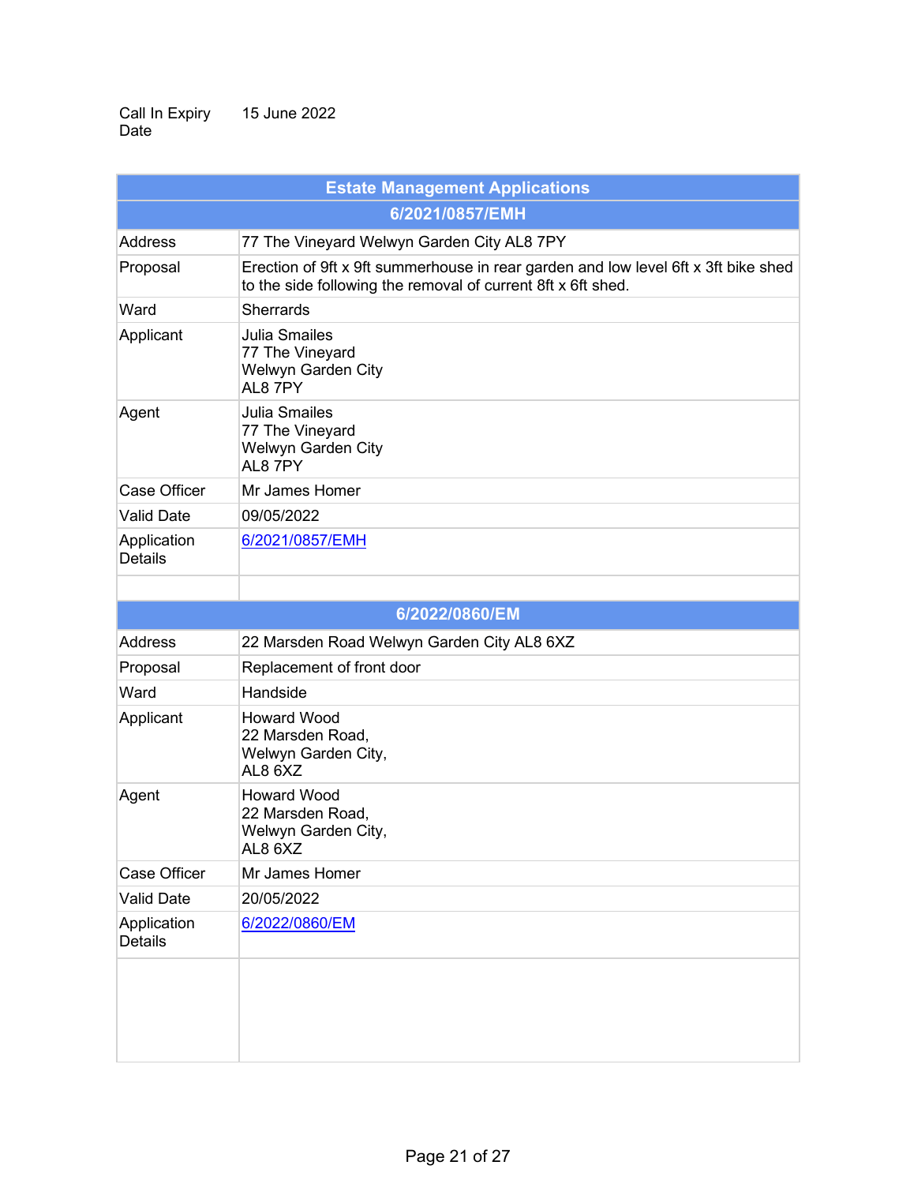Call In Expiry Date 15 June 2022

| Estate Management Applications | |
|---|---|
| **6/2021/0857/EMH** | |
| Address | 77 The Vineyard Welwyn Garden City AL8 7PY |
| Proposal | Erection of 9ft x 9ft summerhouse in rear garden and low level 6ft x 3ft bike shed to the side following the removal of current 8ft x 6ft shed. |
| Ward | Sherrards |
| Applicant | Julia Smailes<br>77 The Vineyard<br>Welwyn Garden City<br>AL8 7PY |
| Agent | Julia Smailes<br>77 The Vineyard<br>Welwyn Garden City<br>AL8 7PY |
| Case Officer | Mr James Homer |
| Valid Date | 09/05/2022 |
| Application Details | 6/2021/0857/EMH |
| | |
| **6/2022/0860/EM** | |
| Address | 22 Marsden Road Welwyn Garden City AL8 6XZ |
| Proposal | Replacement of front door |
| Ward | Handside |
| Applicant | Howard Wood<br>22 Marsden Road,<br>Welwyn Garden City,<br>AL8 6XZ |
| Agent | Howard Wood<br>22 Marsden Road,<br>Welwyn Garden City,<br>AL8 6XZ |
| Case Officer | Mr James Homer |
| Valid Date | 20/05/2022 |
| Application Details | 6/2022/0860/EM |
| | |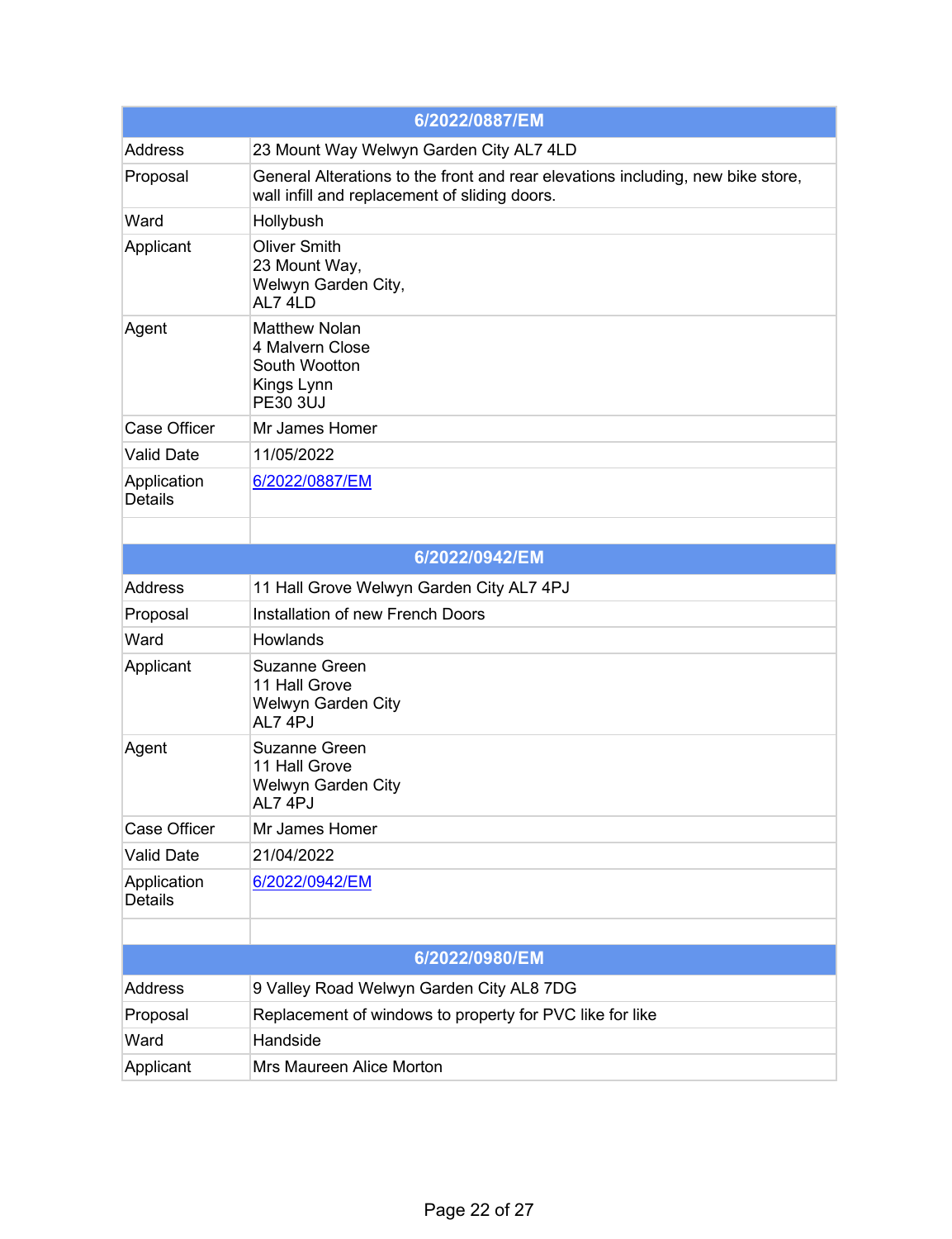| 6/2022/0887/EM | |
|---|---|
| Address | 23 Mount Way Welwyn Garden City AL7 4LD |
| Proposal | General Alterations to the front and rear elevations including, new bike store, wall infill and replacement of sliding doors. |
| Ward | Hollybush |
| Applicant | Oliver Smith<br>23 Mount Way,<br>Welwyn Garden City,<br>AL7 4LD |
| Agent | Matthew Nolan<br>4 Malvern Close<br>South Wootton<br>Kings Lynn<br>PE30 3UJ |
| Case Officer | Mr James Homer |
| Valid Date | 11/05/2022 |
| Application Details | 6/2022/0887/EM |
| | |

| 6/2022/0942/EM | |
|---|---|
| Address | 11 Hall Grove Welwyn Garden City AL7 4PJ |
| Proposal | Installation of new French Doors |
| Ward | Howlands |
| Applicant | Suzanne Green<br>11 Hall Grove<br>Welwyn Garden City<br>AL7 4PJ |
| Agent | Suzanne Green<br>11 Hall Grove<br>Welwyn Garden City<br>AL7 4PJ |
| Case Officer | Mr James Homer |
| Valid Date | 21/04/2022 |
| Application Details | 6/2022/0942/EM |
| | |

| 6/2022/0980/EM | |
|---|---|
| Address | 9 Valley Road Welwyn Garden City AL8 7DG |
| Proposal | Replacement of windows to property for PVC like for like |
| Ward | Handside |
| Applicant | Mrs Maureen Alice Morton |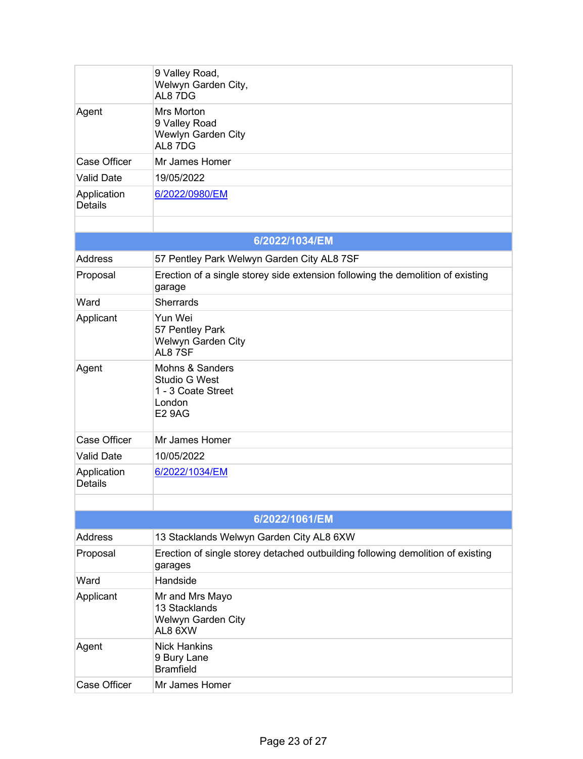| | |
|---|---|
| | 9 Valley Road,<br>Welwyn Garden City,<br>AL8 7DG |
| Agent | Mrs Morton<br>9 Valley Road<br>Wewlyn Garden City<br>AL8 7DG |
| Case Officer | Mr James Homer |
| Valid Date | 19/05/2022 |
| Application Details | 6/2022/0980/EM |
| | |

| 6/2022/1034/EM | |
|---|---|
| Address | 57 Pentley Park Welwyn Garden City AL8 7SF |
| Proposal | Erection of a single storey side extension following the demolition of existing garage |
| Ward | Sherrards |
| Applicant | Yun Wei<br>57 Pentley Park<br>Welwyn Garden City<br>AL8 7SF |
| Agent | Mohns & Sanders<br>Studio G West<br>1 - 3 Coate Street<br>London<br>E2 9AG |
| Case Officer | Mr James Homer |
| Valid Date | 10/05/2022 |
| Application Details | 6/2022/1034/EM |
| | |

| 6/2022/1061/EM | |
|---|---|
| Address | 13 Stacklands Welwyn Garden City AL8 6XW |
| Proposal | Erection of single storey detached outbuilding following demolition of existing garages |
| Ward | Handside |
| Applicant | Mr and Mrs Mayo<br>13 Stacklands<br>Welwyn Garden City<br>AL8 6XW |
| Agent | Nick Hankins<br>9 Bury Lane<br>Bramfield |
| Case Officer | Mr James Homer |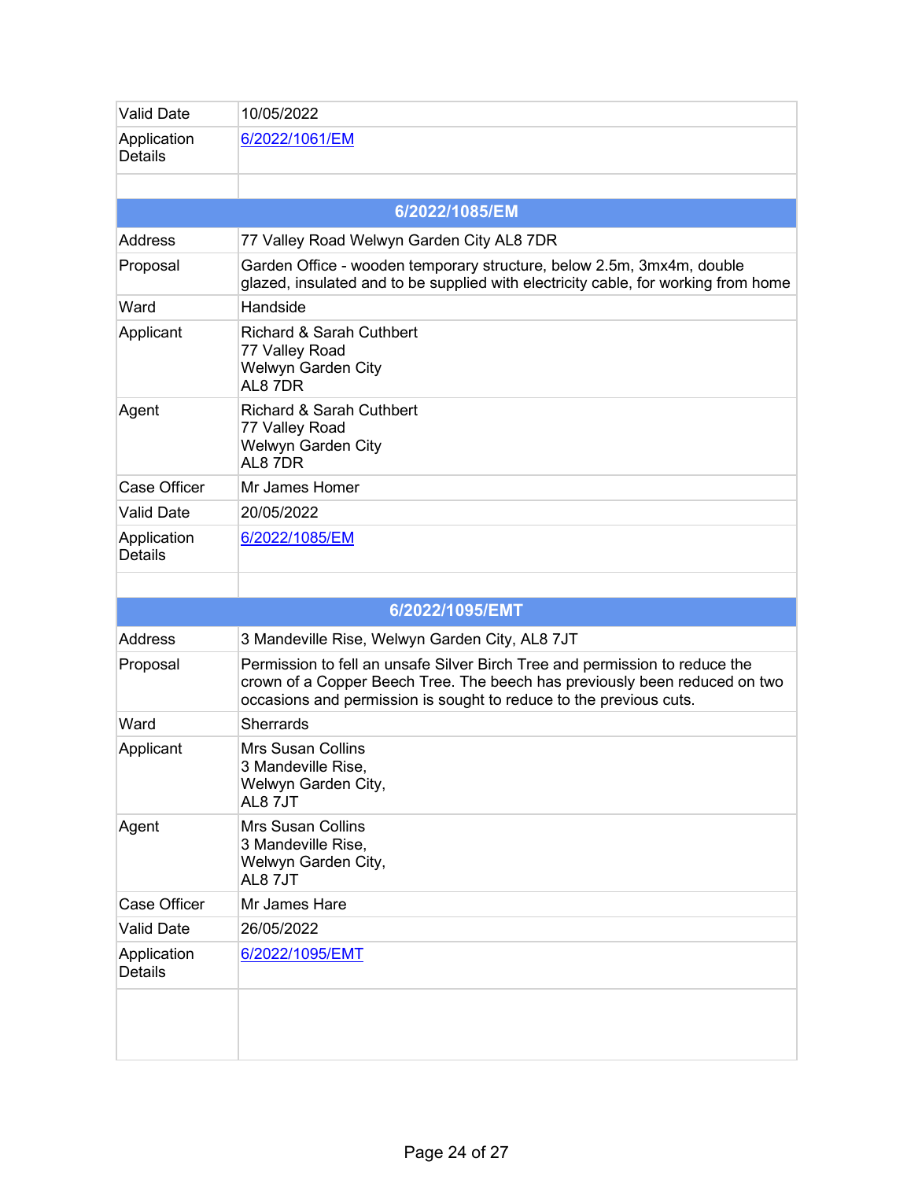| | |
|---|---|
| Valid Date | 10/05/2022 |
| Application Details | 6/2022/1061/EM |
| | |

| **6/2022/1085/EM** | |
|---|---|
| Address | 77 Valley Road Welwyn Garden City AL8 7DR |
| Proposal | Garden Office - wooden temporary structure, below 2.5m, 3mx4m, double glazed, insulated and to be supplied with electricity cable, for working from home |
| Ward | Handside |
| Applicant | Richard & Sarah Cuthbert<br>77 Valley Road<br>Welwyn Garden City<br>AL8 7DR |
| Agent | Richard & Sarah Cuthbert<br>77 Valley Road<br>Welwyn Garden City<br>AL8 7DR |
| Case Officer | Mr James Homer |
| Valid Date | 20/05/2022 |
| Application Details | 6/2022/1085/EM |
| | |

| **6/2022/1095/EMT** | |
|---|---|
| Address | 3 Mandeville Rise, Welwyn Garden City, AL8 7JT |
| Proposal | Permission to fell an unsafe Silver Birch Tree and permission to reduce the crown of a Copper Beech Tree. The beech has previously been reduced on two occasions and permission is sought to reduce to the previous cuts. |
| Ward | Sherrards |
| Applicant | Mrs Susan Collins<br>3 Mandeville Rise,<br>Welwyn Garden City,<br>AL8 7JT |
| Agent | Mrs Susan Collins<br>3 Mandeville Rise,<br>Welwyn Garden City,<br>AL8 7JT |
| Case Officer | Mr James Hare |
| Valid Date | 26/05/2022 |
| Application Details | 6/2022/1095/EMT |
| | |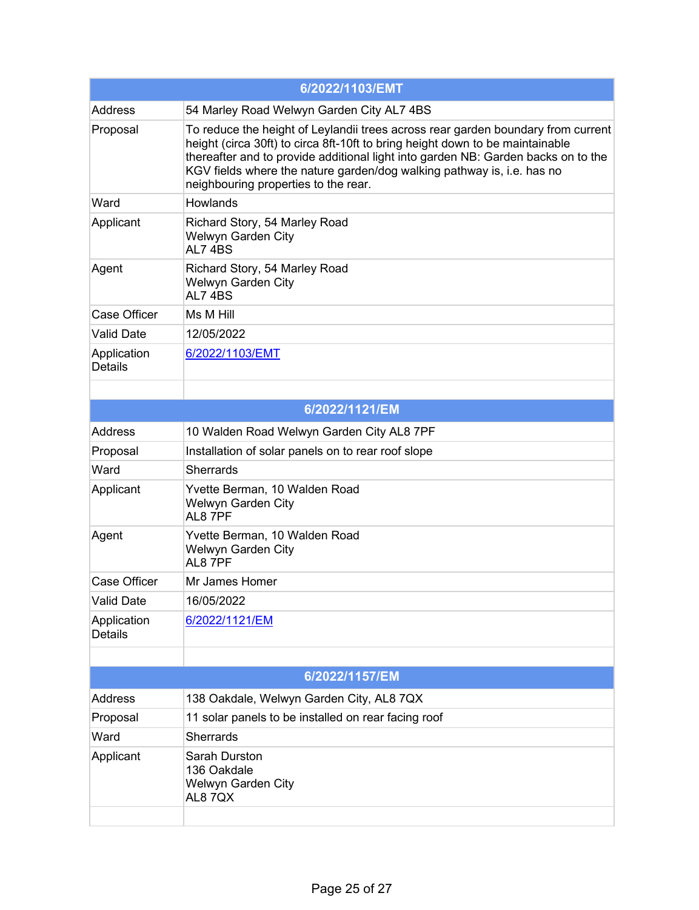| 6/2022/1103/EMT | |
|---|---|
| Address | 54 Marley Road Welwyn Garden City AL7 4BS |
| Proposal | To reduce the height of Leylandii trees across rear garden boundary from current height (circa 30ft) to circa 8ft-10ft to bring height down to be maintainable thereafter and to provide additional light into garden NB: Garden backs on to the KGV fields where the nature garden/dog walking pathway is, i.e. has no neighbouring properties to the rear. |
| Ward | Howlands |
| Applicant | Richard Story, 54 Marley Road<br>Welwyn Garden City<br>AL7 4BS |
| Agent | Richard Story, 54 Marley Road<br>Welwyn Garden City<br>AL7 4BS |
| Case Officer | Ms M Hill |
| Valid Date | 12/05/2022 |
| Application Details | 6/2022/1103/EMT |

| 6/2022/1121/EM | |
|---|---|
| Address | 10 Walden Road Welwyn Garden City AL8 7PF |
| Proposal | Installation of solar panels on to rear roof slope |
| Ward | Sherrards |
| Applicant | Yvette Berman, 10 Walden Road<br>Welwyn Garden City<br>AL8 7PF |
| Agent | Yvette Berman, 10 Walden Road<br>Welwyn Garden City<br>AL8 7PF |
| Case Officer | Mr James Homer |
| Valid Date | 16/05/2022 |
| Application Details | 6/2022/1121/EM |

| 6/2022/1157/EM | |
|---|---|
| Address | 138 Oakdale, Welwyn Garden City, AL8 7QX |
| Proposal | 11 solar panels to be installed on rear facing roof |
| Ward | Sherrards |
| Applicant | Sarah Durston<br>136 Oakdale<br>Welwyn Garden City<br>AL8 7QX |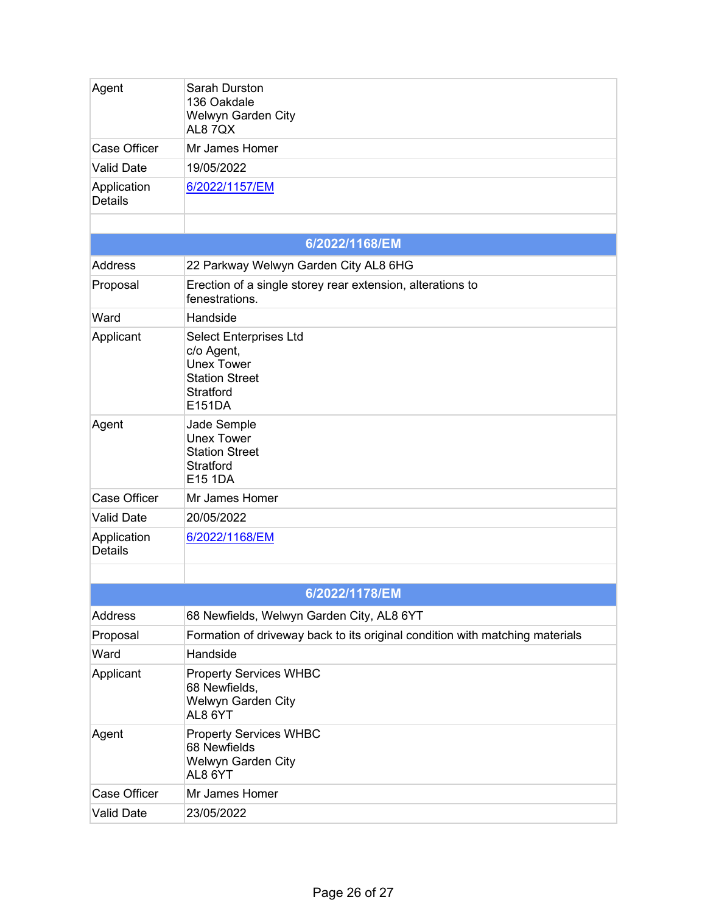| | |
|---|---|
| Agent | Sarah Durston<br>136 Oakdale<br>Welwyn Garden City<br>AL8 7QX |
| Case Officer | Mr James Homer |
| Valid Date | 19/05/2022 |
| Application Details | 6/2022/1157/EM |
| | |

| 6/2022/1168/EM | |
|---|---|
| Address | 22 Parkway Welwyn Garden City AL8 6HG |
| Proposal | Erection of a single storey rear extension, alterations to fenestrations. |
| Ward | Handside |
| Applicant | Select Enterprises Ltd<br>c/o Agent,<br>Unex Tower<br>Station Street<br>Stratford<br>E151DA |
| Agent | Jade Semple<br>Unex Tower<br>Station Street<br>Stratford<br>E15 1DA |
| Case Officer | Mr James Homer |
| Valid Date | 20/05/2022 |
| Application Details | 6/2022/1168/EM |
| | |

| 6/2022/1178/EM | |
|---|---|
| Address | 68 Newfields, Welwyn Garden City, AL8 6YT |
| Proposal | Formation of driveway back to its original condition with matching materials |
| Ward | Handside |
| Applicant | Property Services WHBC<br>68 Newfields,<br>Welwyn Garden City<br>AL8 6YT |
| Agent | Property Services WHBC<br>68 Newfields<br>Welwyn Garden City<br>AL8 6YT |
| Case Officer | Mr James Homer |
| Valid Date | 23/05/2022 |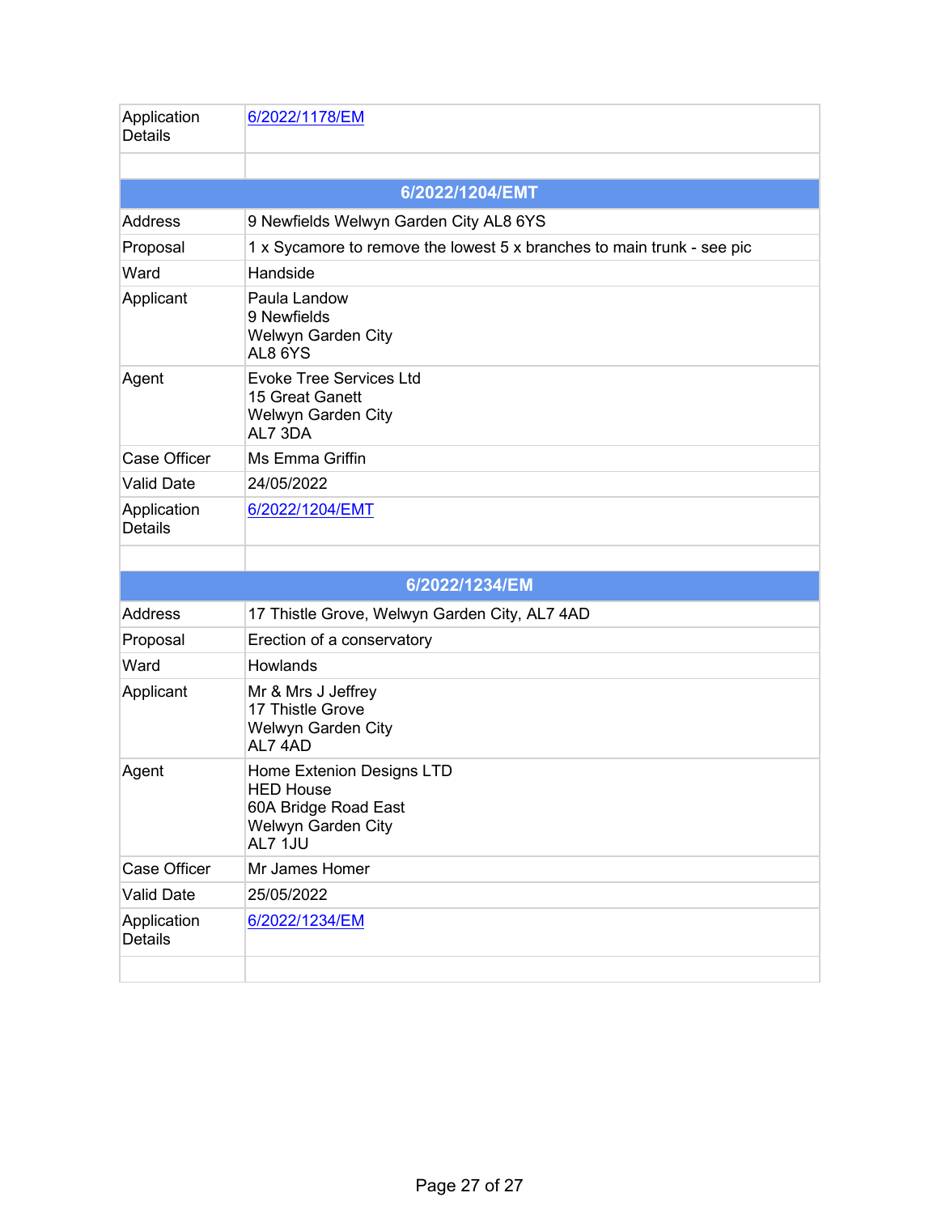| | |
|---|---|
| Application Details | 6/2022/1178/EM |
| | |

| 6/2022/1204/EMT | |
|---|---|
| Address | 9 Newfields Welwyn Garden City AL8 6YS |
| Proposal | 1 x Sycamore to remove the lowest 5 x branches to main trunk - see pic |
| Ward | Handside |
| Applicant | Paula Landow<br>9 Newfields<br>Welwyn Garden City<br>AL8 6YS |
| Agent | Evoke Tree Services Ltd<br>15 Great Ganett<br>Welwyn Garden City<br>AL7 3DA |
| Case Officer | Ms Emma Griffin |
| Valid Date | 24/05/2022 |
| Application Details | 6/2022/1204/EMT |
| | |

| 6/2022/1234/EM | |
|---|---|
| Address | 17 Thistle Grove, Welwyn Garden City, AL7 4AD |
| Proposal | Erection of a conservatory |
| Ward | Howlands |
| Applicant | Mr & Mrs J Jeffrey<br>17 Thistle Grove<br>Welwyn Garden City<br>AL7 4AD |
| Agent | Home Extenion Designs LTD<br>HED House<br>60A Bridge Road East<br>Welwyn Garden City<br>AL7 1JU |
| Case Officer | Mr James Homer |
| Valid Date | 25/05/2022 |
| Application Details | 6/2022/1234/EM |
| | |